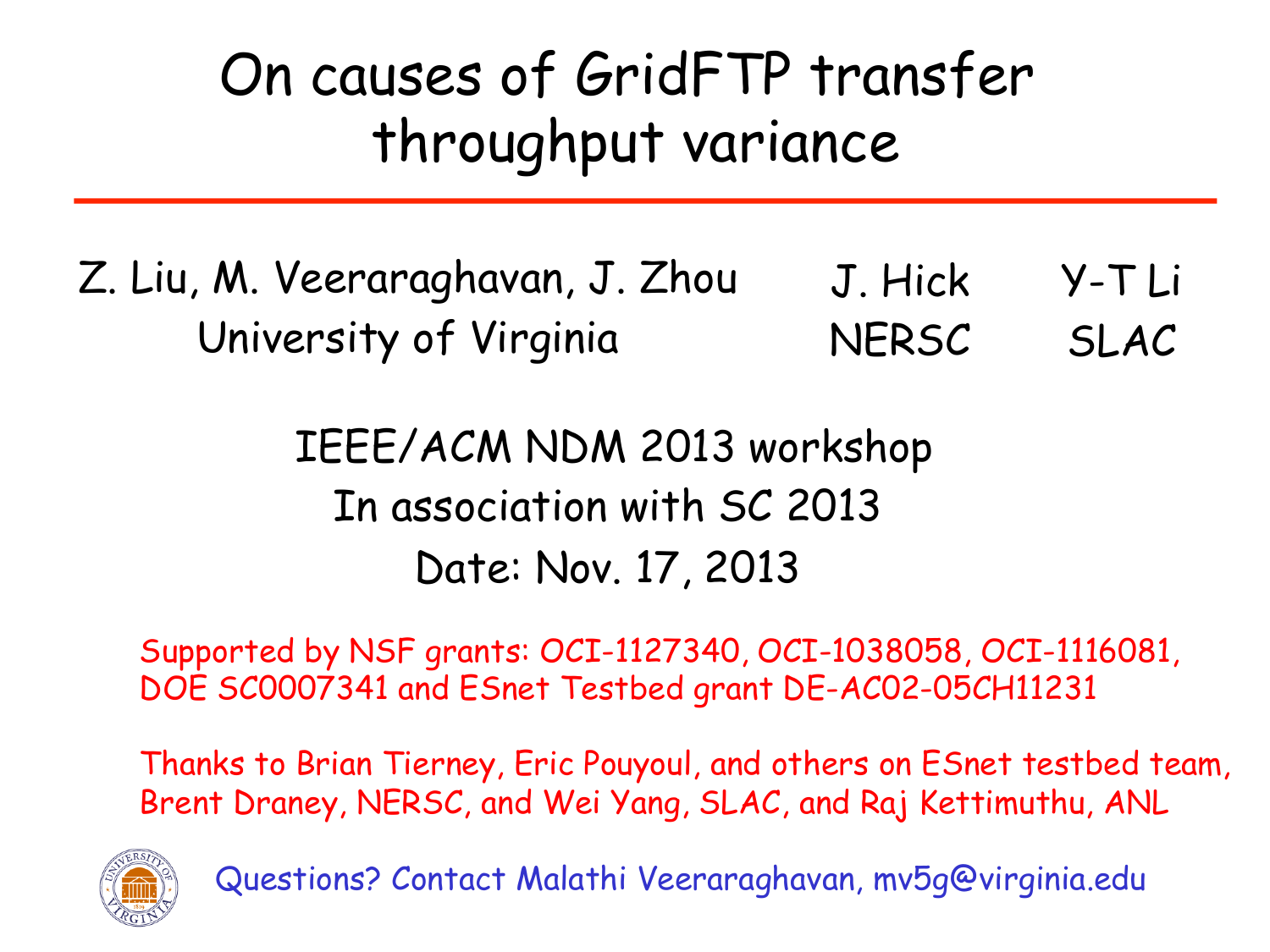# On causes of GridFTP transfer throughput variance

Z. Liu, M. Veeraraghavan, J. Zhou
University of Virginia

J. Hick
NERSC

Y-T Li
SLAC

IEEE/ACM NDM 2013 workshop
In association with SC 2013
Date: Nov. 17, 2013

Supported by NSF grants: OCI-1127340, OCI-1038058, OCI-1116081, DOE SC0007341 and ESnet Testbed grant DE-AC02-05CH11231

Thanks to Brian Tierney, Eric Pouyoul, and others on ESnet testbed team, Brent Draney, NERSC, and Wei Yang, SLAC, and Raj Kettimuthu, ANL

Questions? Contact Malathi Veeraraghavan, mv5g@virginia.edu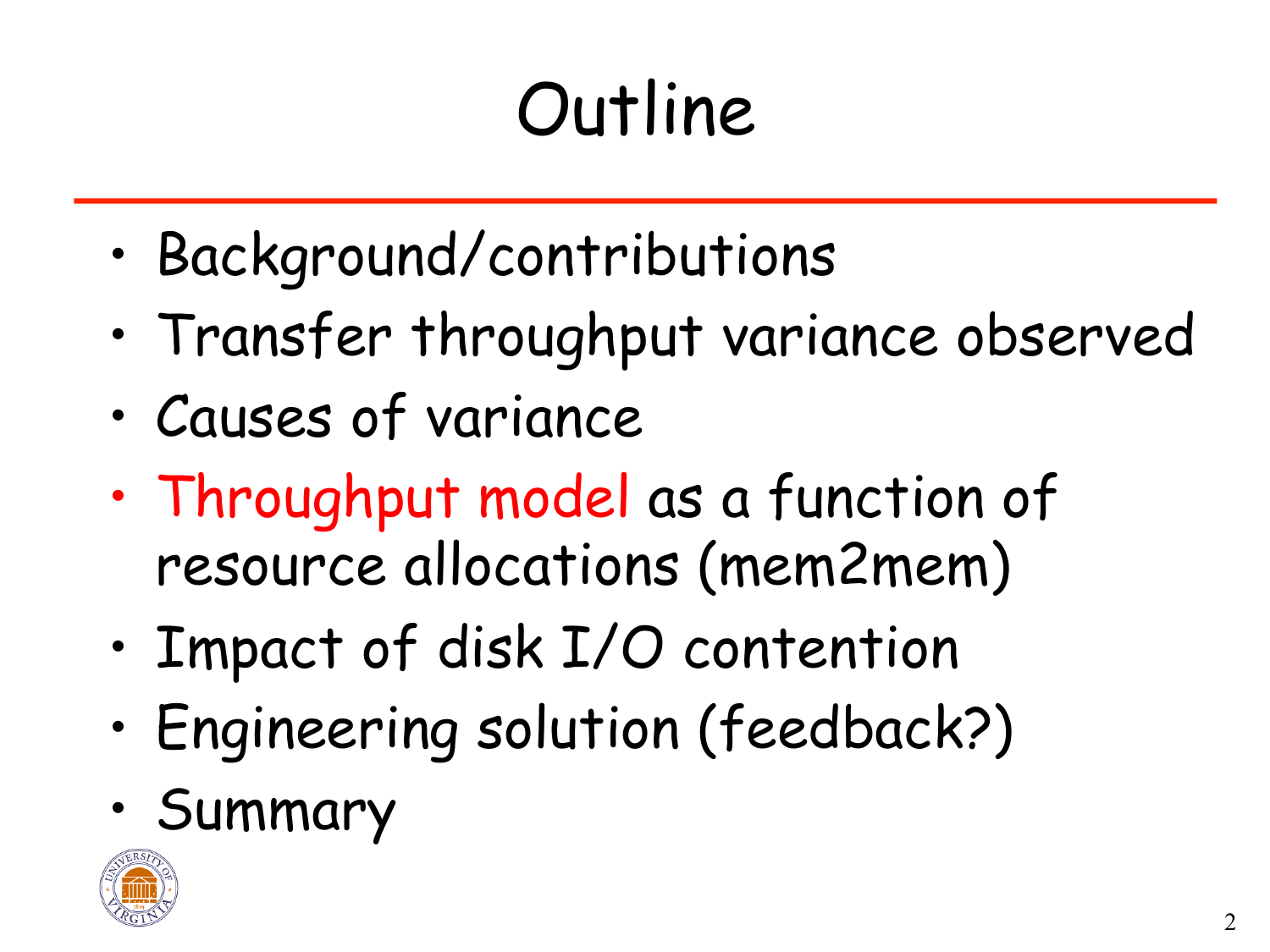# Outline

- Background/contributions
- Transfer throughput variance observed
- Causes of variance
- Throughput model as a function of resource allocations (mem2mem)
- Impact of disk I/O contention
- Engineering solution (feedback?)
- Summary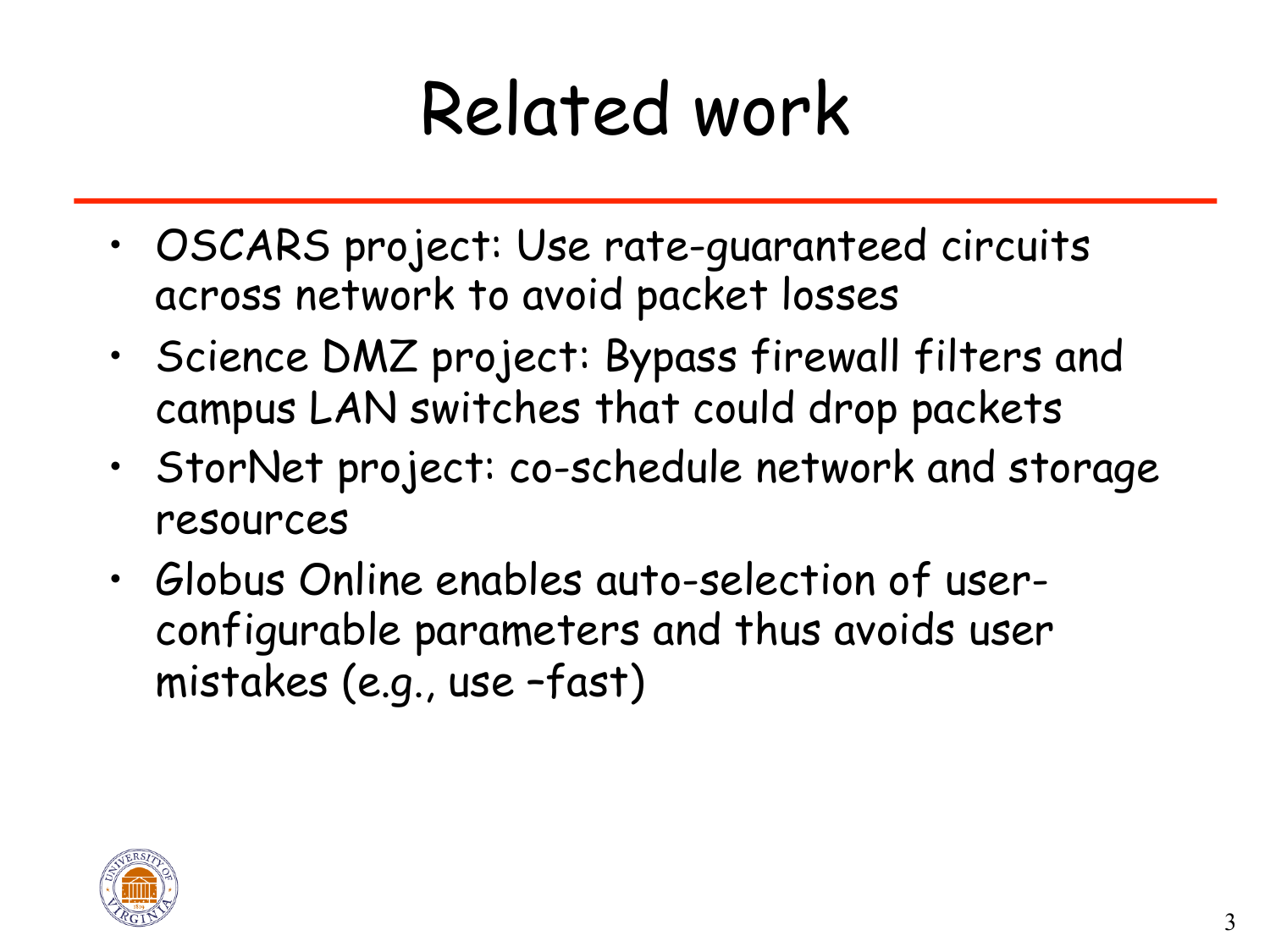# Related work

- OSCARS project: Use rate-guaranteed circuits across network to avoid packet losses
- Science DMZ project: Bypass firewall filters and campus LAN switches that could drop packets
- StorNet project: co-schedule network and storage resources
- Globus Online enables auto-selection of user-configurable parameters and thus avoids user mistakes (e.g., use –fast)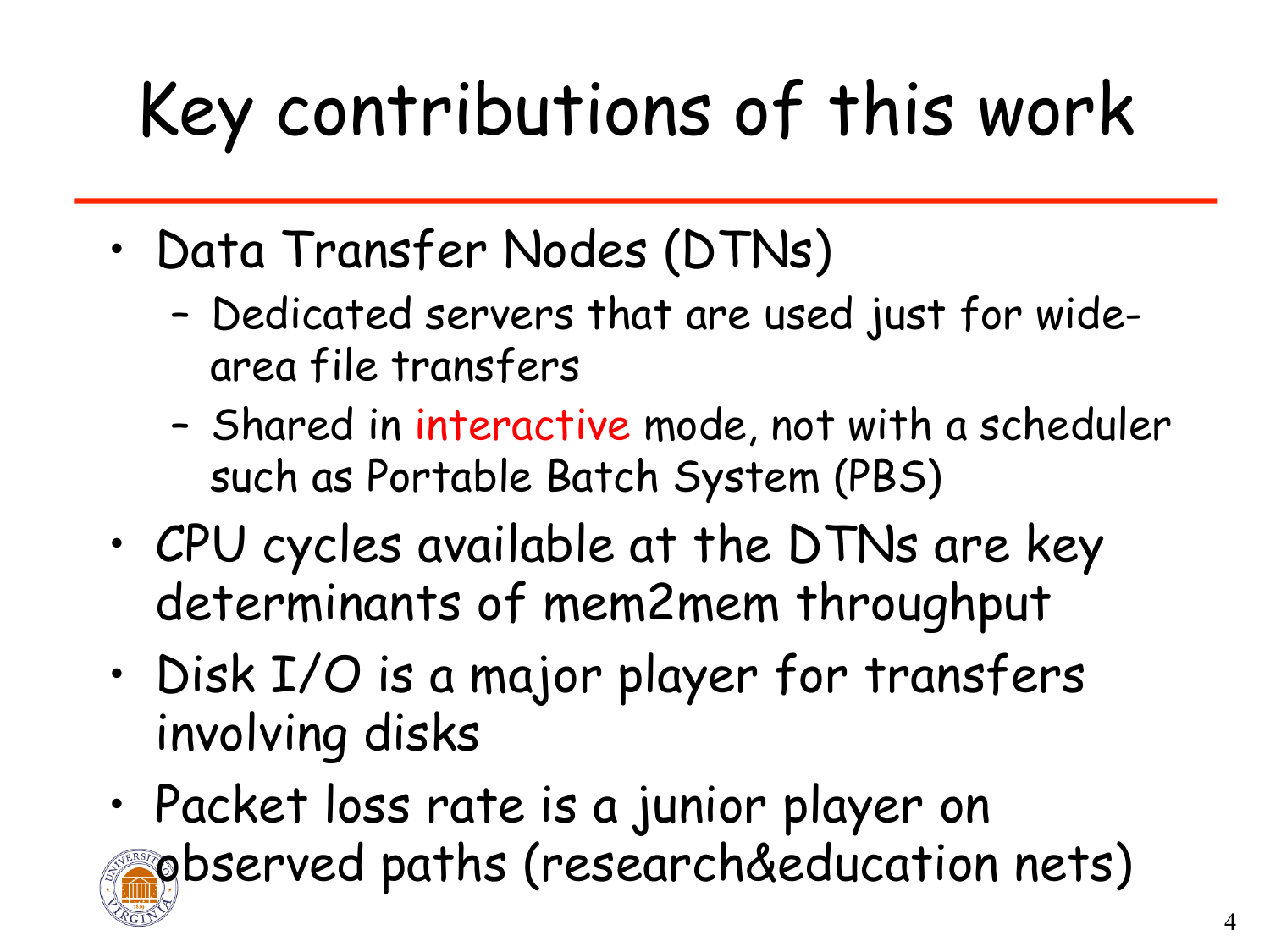# Key contributions of this work

- Data Transfer Nodes (DTNs)
  - Dedicated servers that are used just for wide-area file transfers
  - Shared in interactive mode, not with a scheduler such as Portable Batch System (PBS)
- CPU cycles available at the DTNs are key determinants of mem2mem throughput
- Disk I/O is a major player for transfers involving disks
- Packet loss rate is a junior player on observed paths (research&education nets)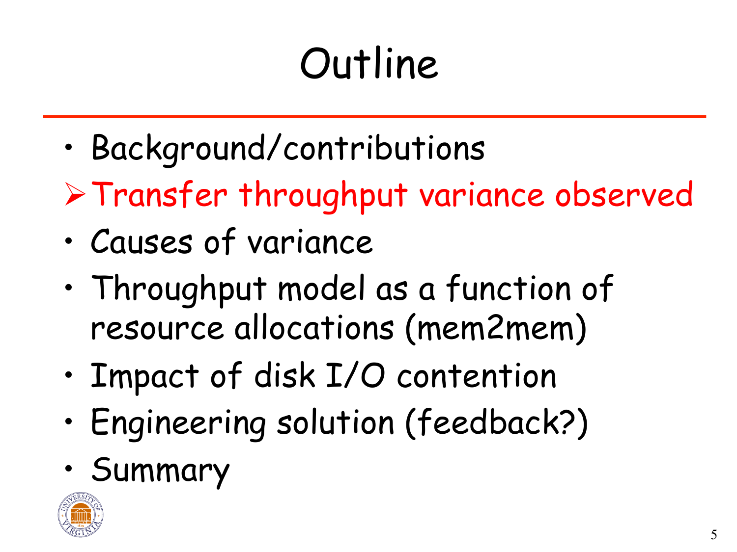# Outline

- Background/contributions
- **Transfer throughput variance observed**
- Causes of variance
- Throughput model as a function of resource allocations (mem2mem)
- Impact of disk I/O contention
- Engineering solution (feedback?)
- Summary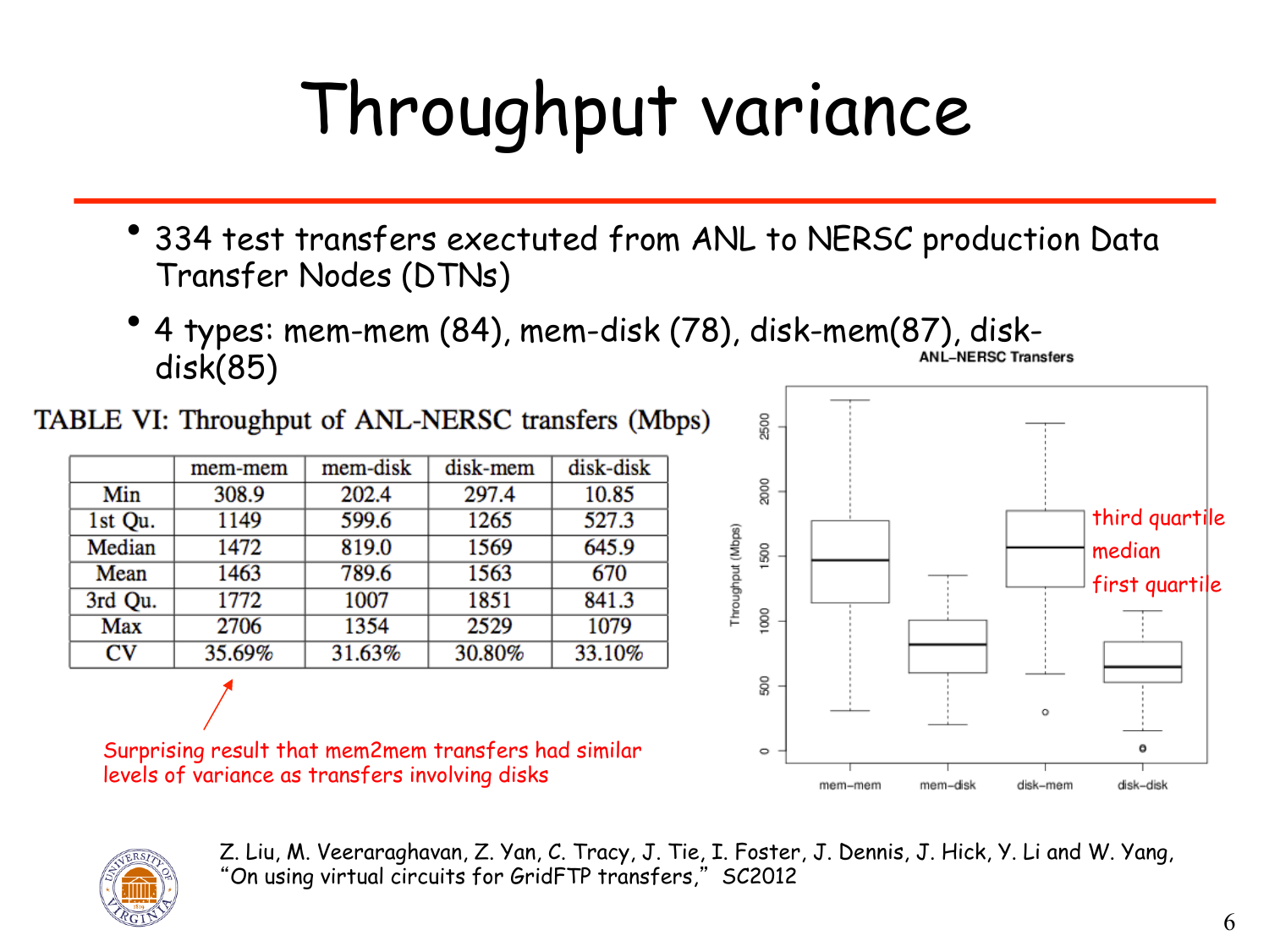# Throughput variance

- 334 test transfers exectuted from ANL to NERSC production Data Transfer Nodes (DTNs)
- 4 types: mem-mem (84), mem-disk (78), disk-mem(87), disk-disk(85)

TABLE VI: Throughput of ANL-NERSC transfers (Mbps)

| | mem-mem | mem-disk | disk-mem | disk-disk |
|---|---|---|---|---|
| Min | 308.9 | 202.4 | 297.4 | 10.85 |
| 1st Qu. | 1149 | 599.6 | 1265 | 527.3 |
| Median | 1472 | 819.0 | 1569 | 645.9 |
| Mean | 1463 | 789.6 | 1563 | 670 |
| 3rd Qu. | 1772 | 1007 | 1851 | 841.3 |
| Max | 2706 | 1354 | 2529 | 1079 |
| CV | 35.69% | 31.63% | 30.80% | 33.10% |

Surprising result that mem2mem transfers had similar levels of variance as transfers involving disks

ANL–NERSC Transfers

(Box plot: Throughput (Mbps) for mem–mem, mem–disk, disk–mem, disk–disk; annotations: third quartile, median, first quartile)

Z. Liu, M. Veeraraghavan, Z. Yan, C. Tracy, J. Tie, I. Foster, J. Dennis, J. Hick, Y. Li and W. Yang, "On using virtual circuits for GridFTP transfers," SC2012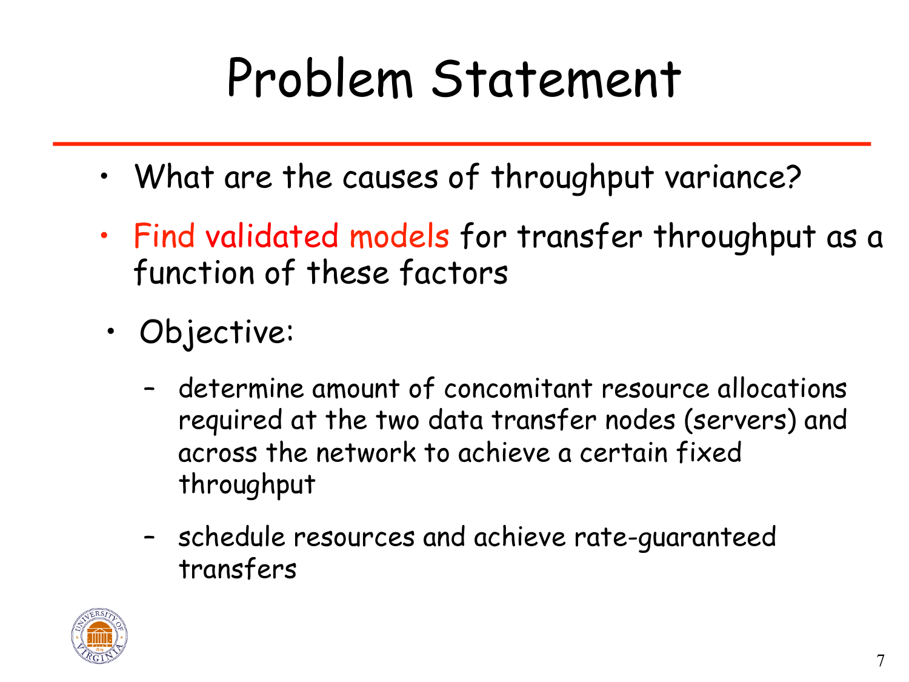# Problem Statement

- What are the causes of throughput variance?
- Find validated models for transfer throughput as a function of these factors
- Objective:
  - determine amount of concomitant resource allocations required at the two data transfer nodes (servers) and across the network to achieve a certain fixed throughput
  - schedule resources and achieve rate-guaranteed transfers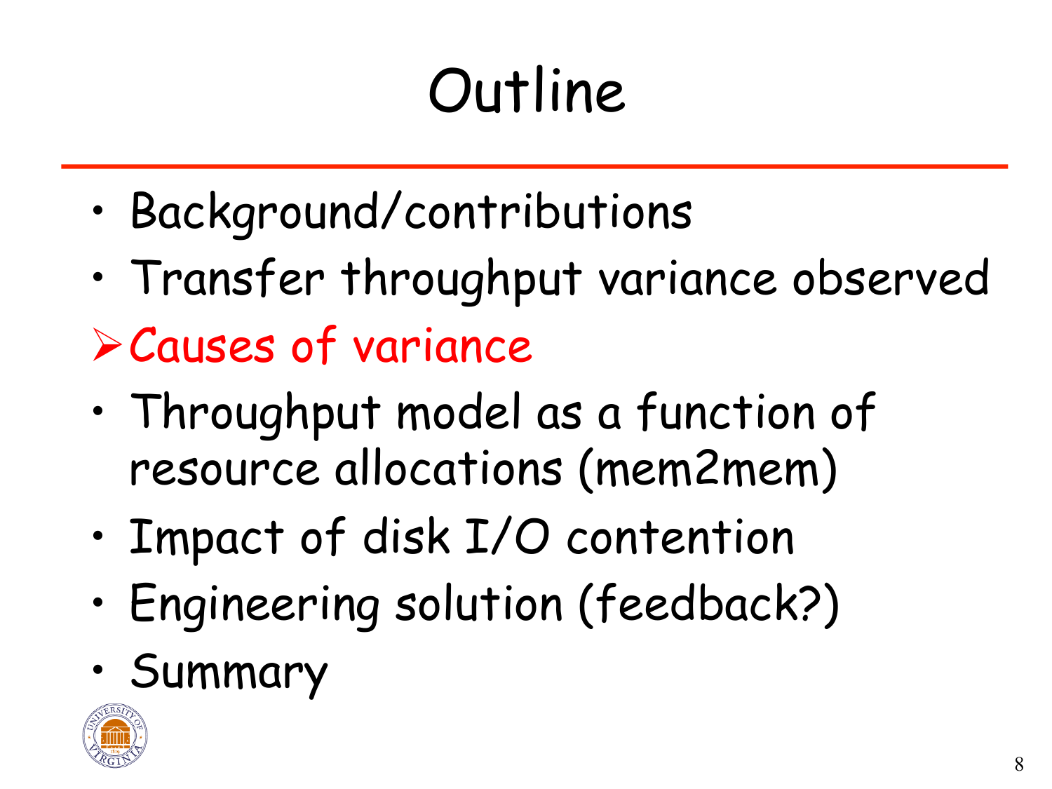# Outline

- Background/contributions
- Transfer throughput variance observed
- **Causes of variance**
- Throughput model as a function of resource allocations (mem2mem)
- Impact of disk I/O contention
- Engineering solution (feedback?)
- Summary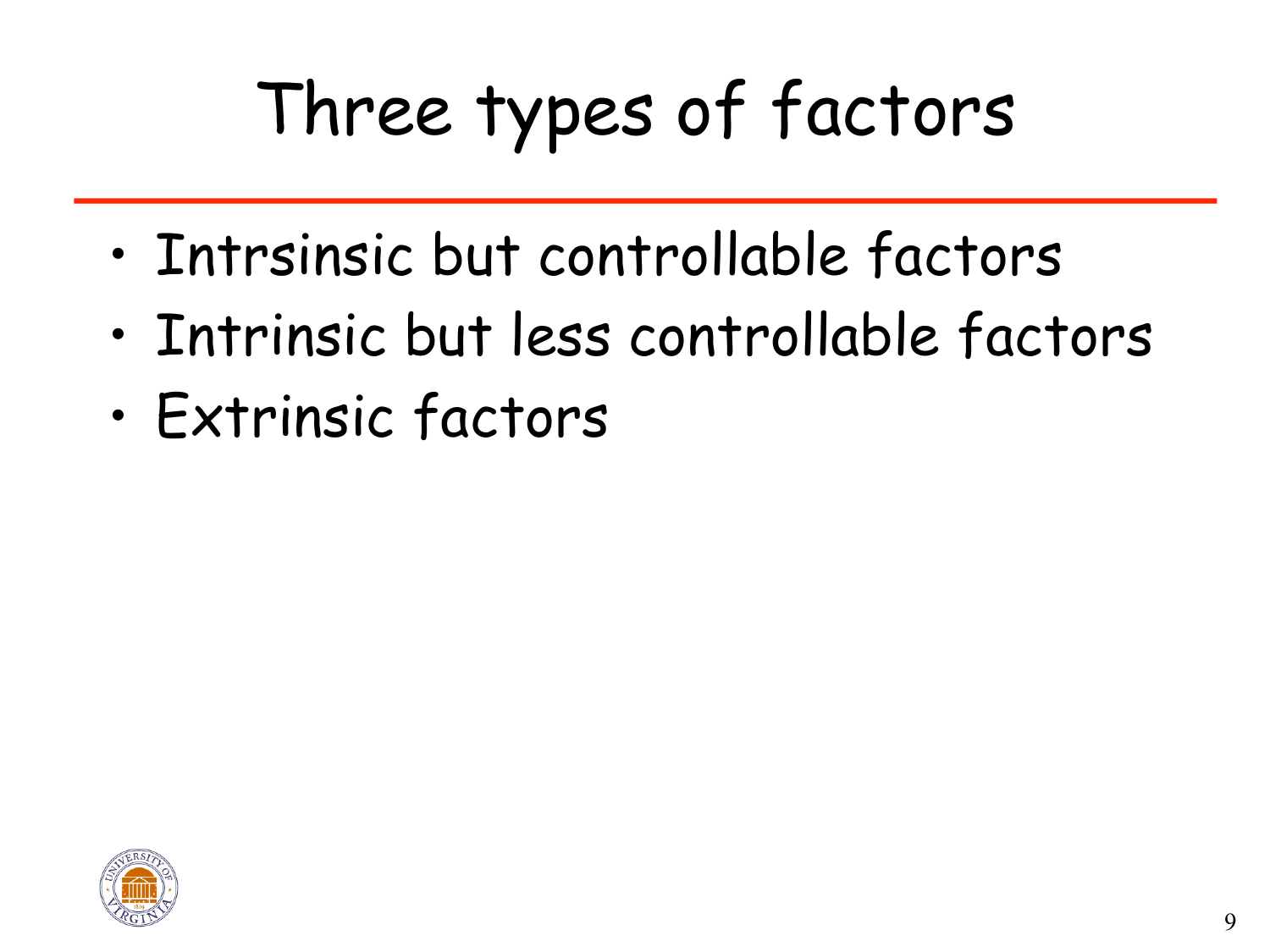# Three types of factors

- Intrsinsic but controllable factors
- Intrinsic but less controllable factors
- Extrinsic factors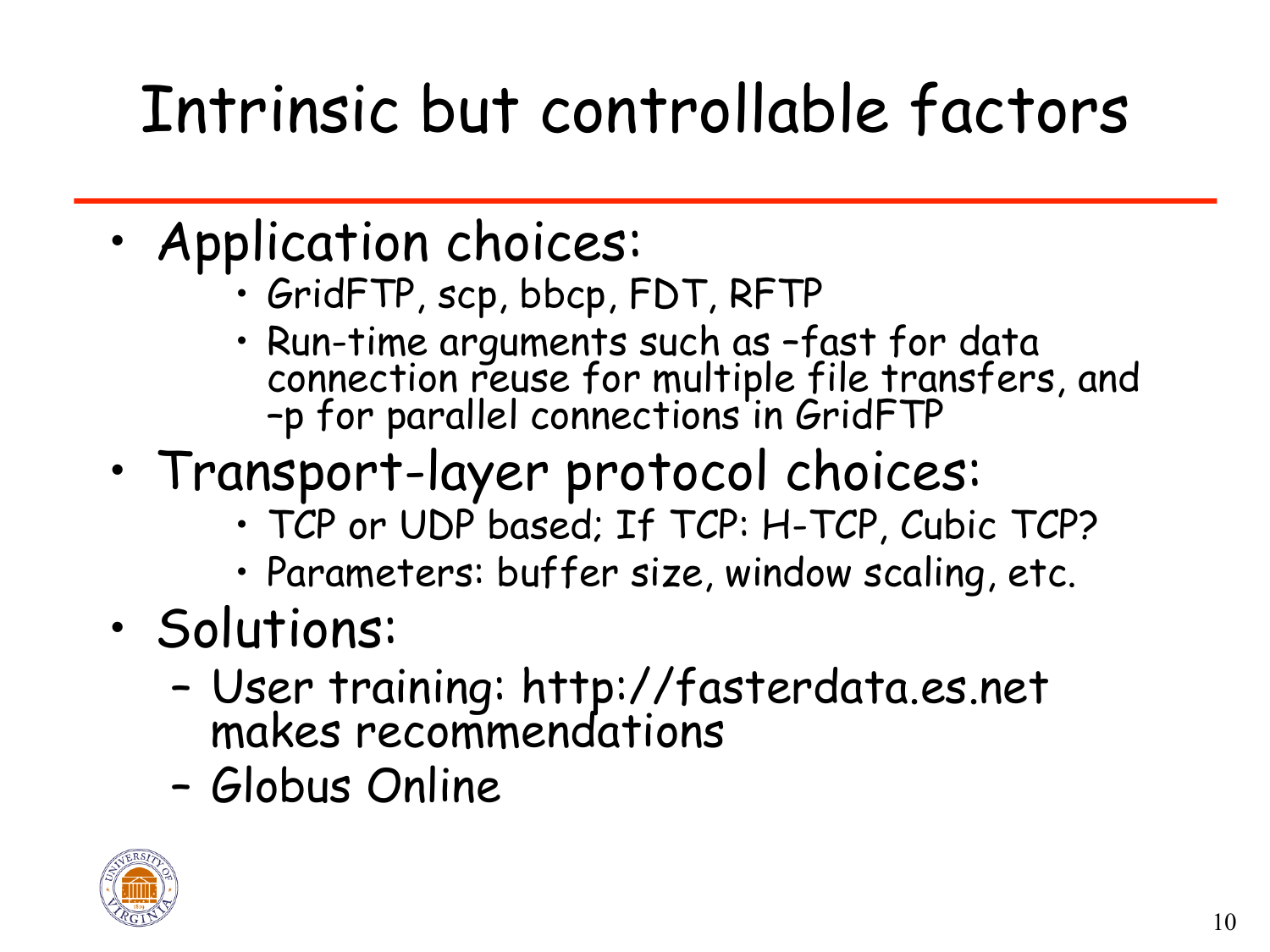# Intrinsic but controllable factors

- Application choices:
  - GridFTP, scp, bbcp, FDT, RFTP
  - Run-time arguments such as –fast for data connection reuse for multiple file transfers, and –p for parallel connections in GridFTP
- Transport-layer protocol choices:
  - TCP or UDP based; If TCP: H-TCP, Cubic TCP?
  - Parameters: buffer size, window scaling, etc.
- Solutions:
  - User training: http://fasterdata.es.net makes recommendations
  - Globus Online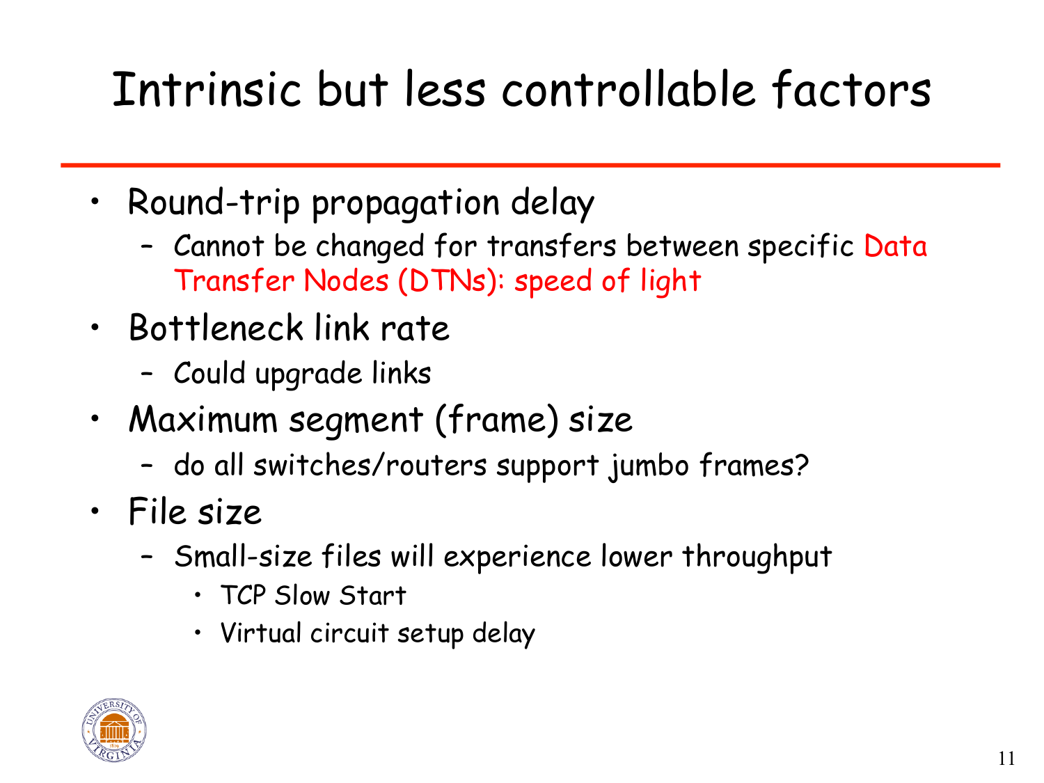# Intrinsic but less controllable factors

- Round-trip propagation delay
  - Cannot be changed for transfers between specific Data Transfer Nodes (DTNs): speed of light
- Bottleneck link rate
  - Could upgrade links
- Maximum segment (frame) size
  - do all switches/routers support jumbo frames?
- File size
  - Small-size files will experience lower throughput
    - TCP Slow Start
    - Virtual circuit setup delay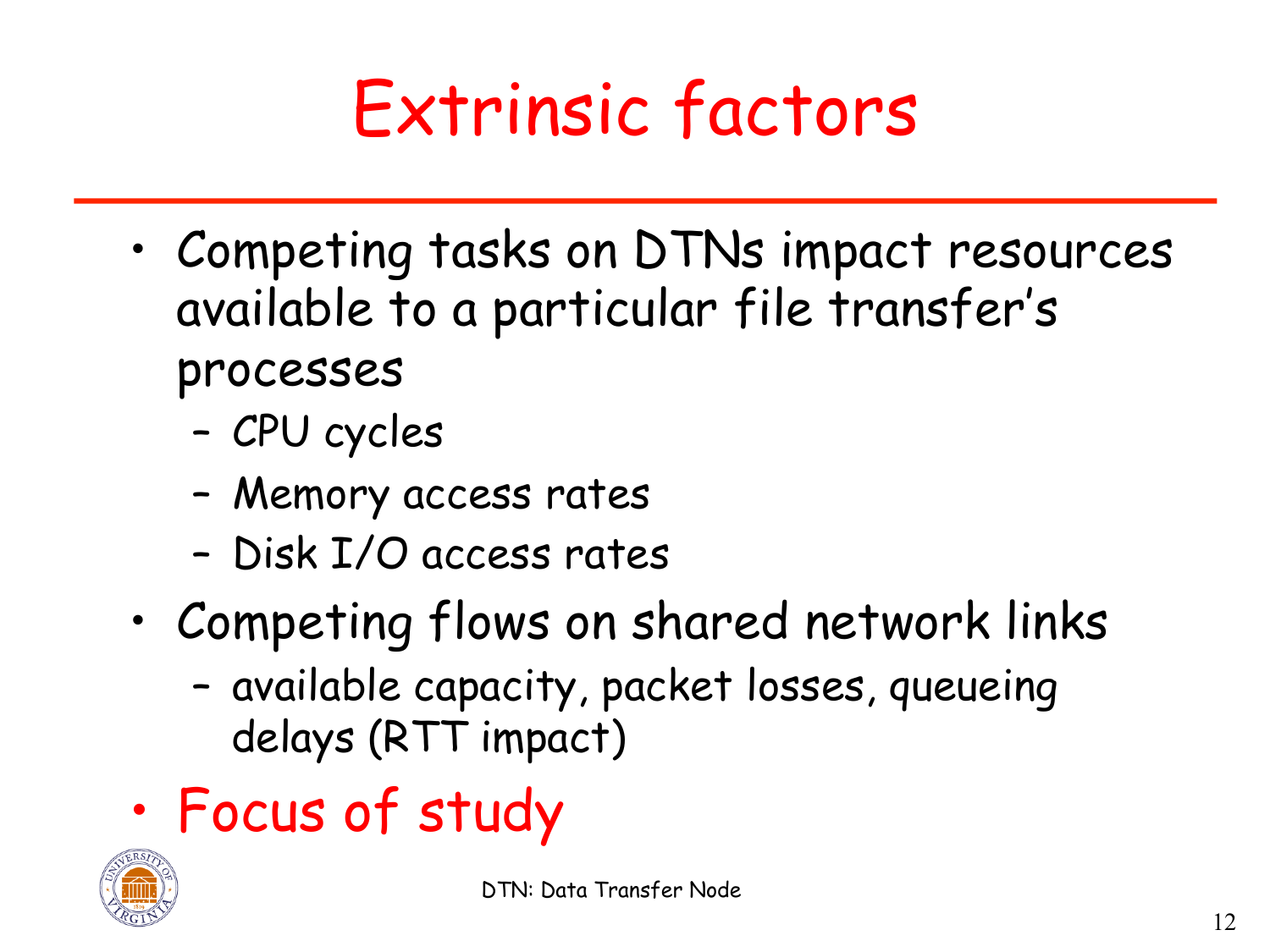# Extrinsic factors

- Competing tasks on DTNs impact resources available to a particular file transfer's processes
  - CPU cycles
  - Memory access rates
  - Disk I/O access rates
- Competing flows on shared network links
  - available capacity, packet losses, queueing delays (RTT impact)
- Focus of study

DTN: Data Transfer Node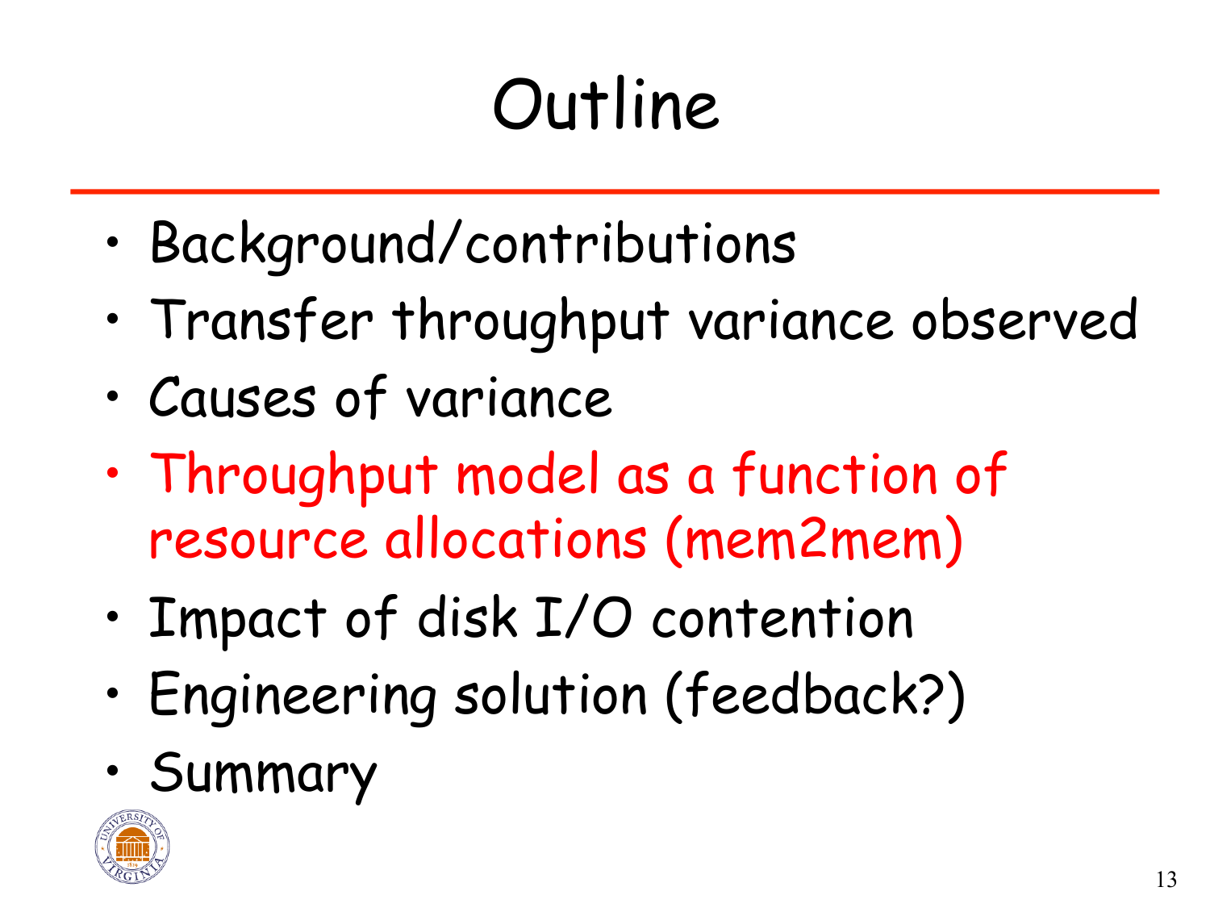# Outline

- Background/contributions
- Transfer throughput variance observed
- Causes of variance
- Throughput model as a function of resource allocations (mem2mem)
- Impact of disk I/O contention
- Engineering solution (feedback?)
- Summary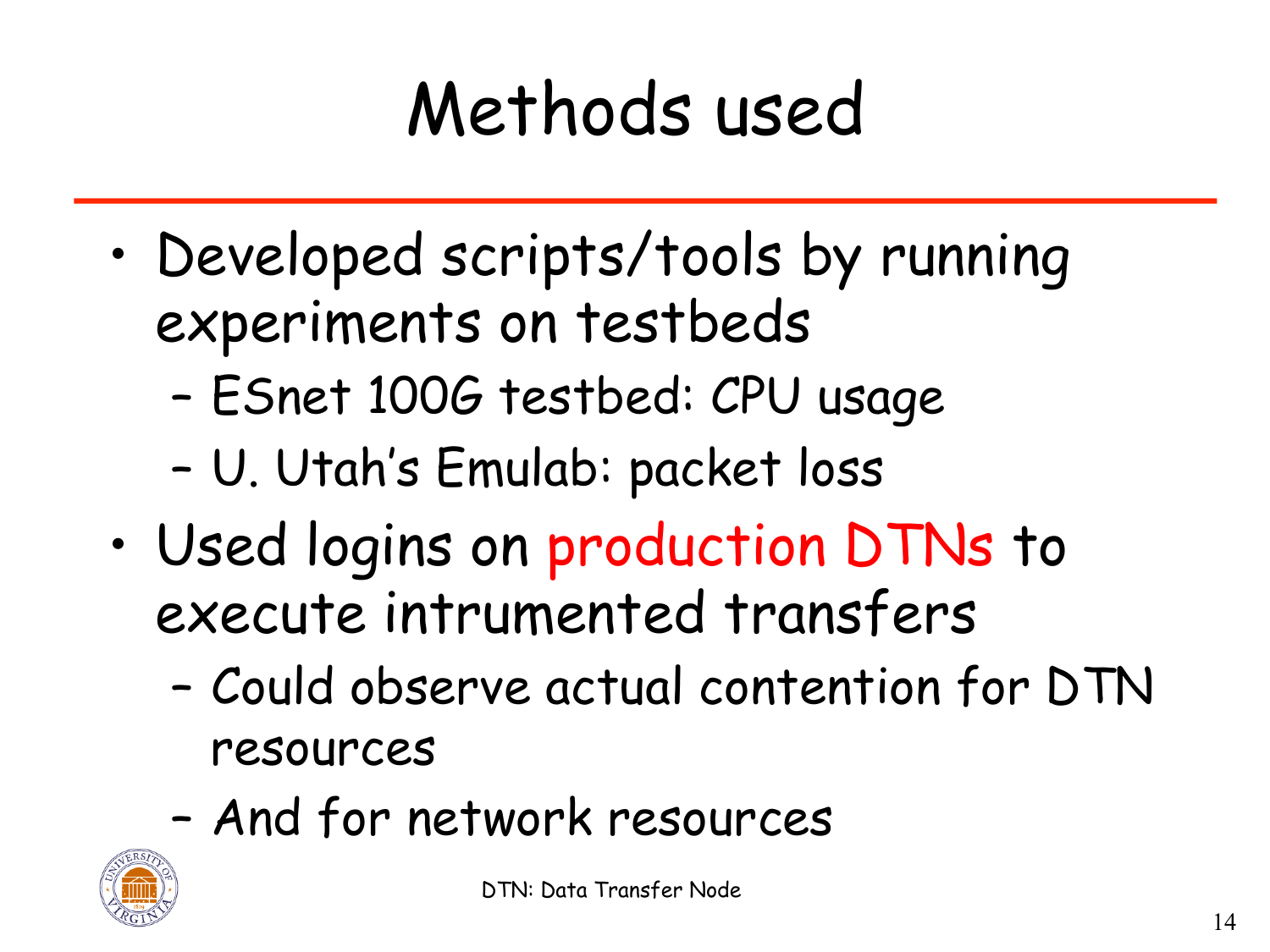# Methods used

- Developed scripts/tools by running experiments on testbeds
  - ESnet 100G testbed: CPU usage
  - U. Utah's Emulab: packet loss
- Used logins on production DTNs to execute intrumented transfers
  - Could observe actual contention for DTN resources
  - And for network resources

DTN: Data Transfer Node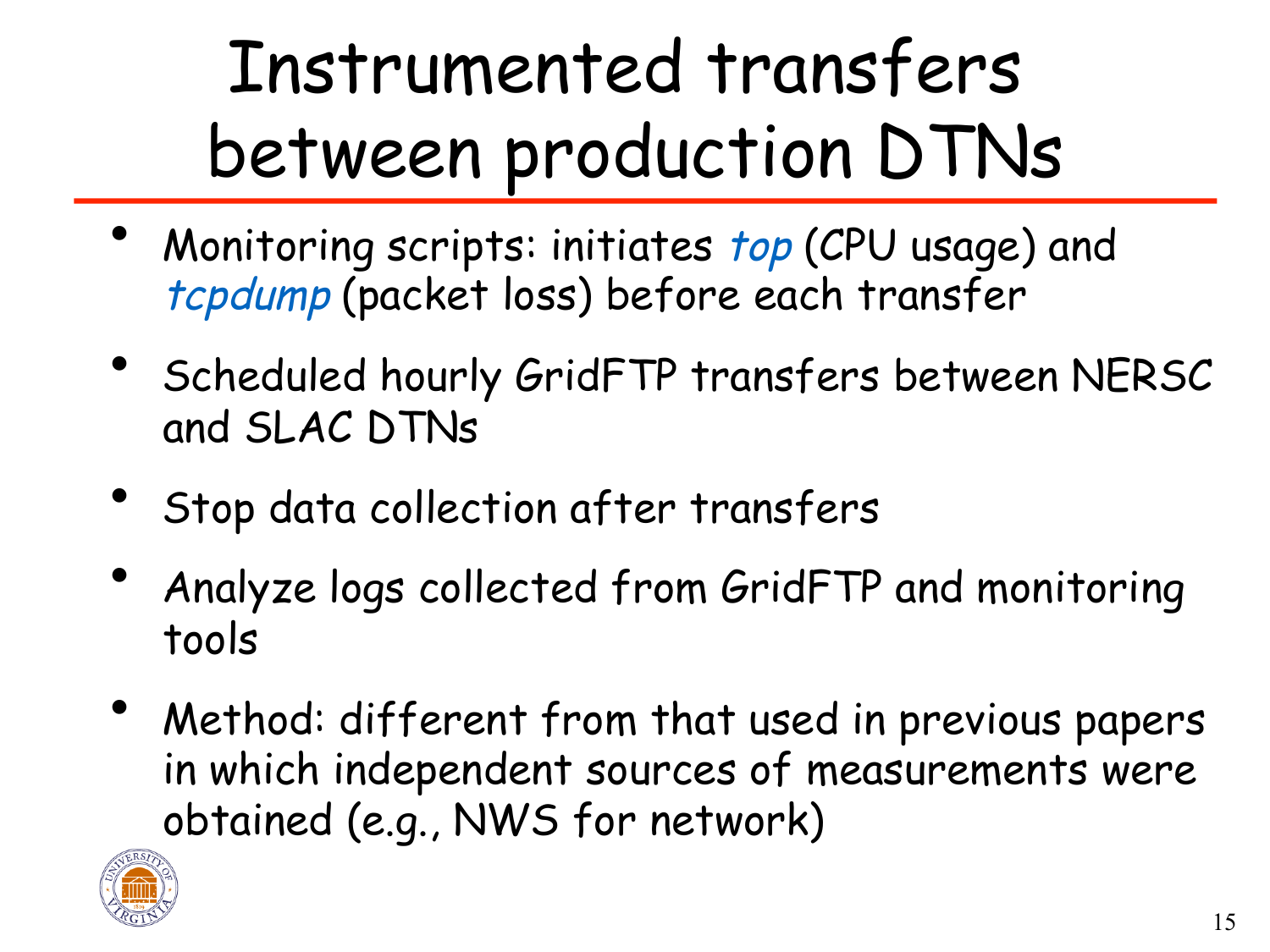# Instrumented transfers between production DTNs

- Monitoring scripts: initiates *top* (CPU usage) and *tcpdump* (packet loss) before each transfer
- Scheduled hourly GridFTP transfers between NERSC and SLAC DTNs
- Stop data collection after transfers
- Analyze logs collected from GridFTP and monitoring tools
- Method: different from that used in previous papers in which independent sources of measurements were obtained (e.g., NWS for network)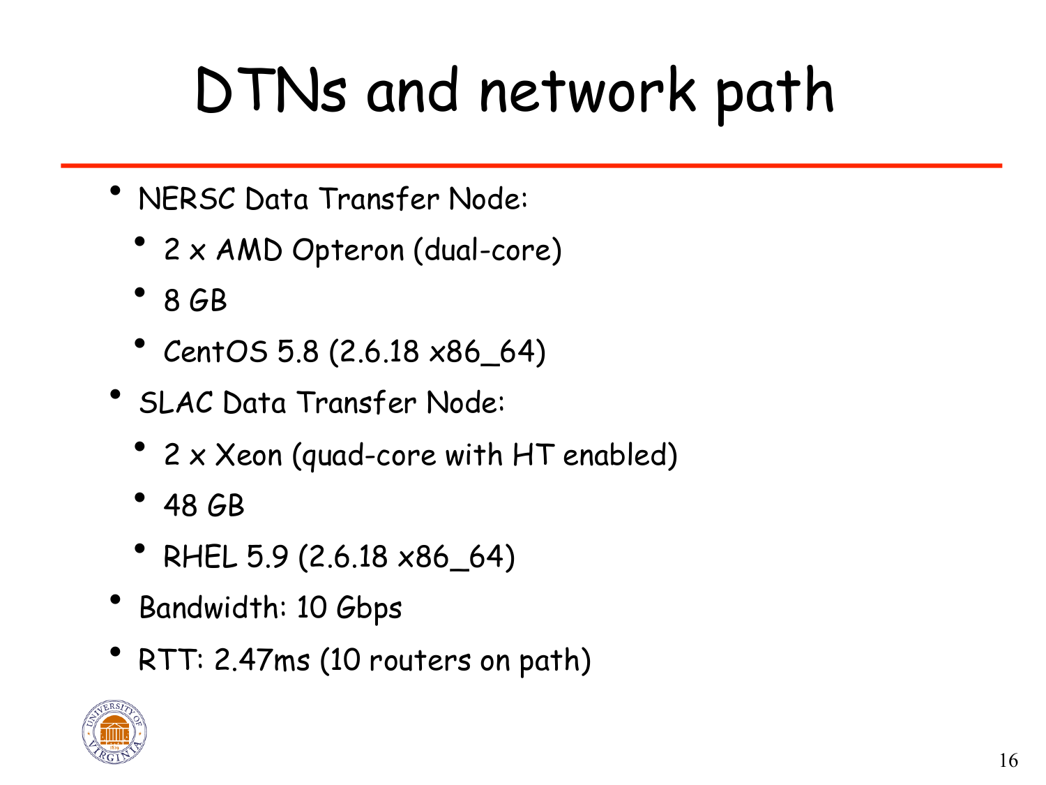# DTNs and network path

- NERSC Data Transfer Node:
  - 2 x AMD Opteron (dual-core)
  - 8 GB
  - CentOS 5.8 (2.6.18 x86_64)
- SLAC Data Transfer Node:
  - 2 x Xeon (quad-core with HT enabled)
  - 48 GB
  - RHEL 5.9 (2.6.18 x86_64)
- Bandwidth: 10 Gbps
- RTT: 2.47ms (10 routers on path)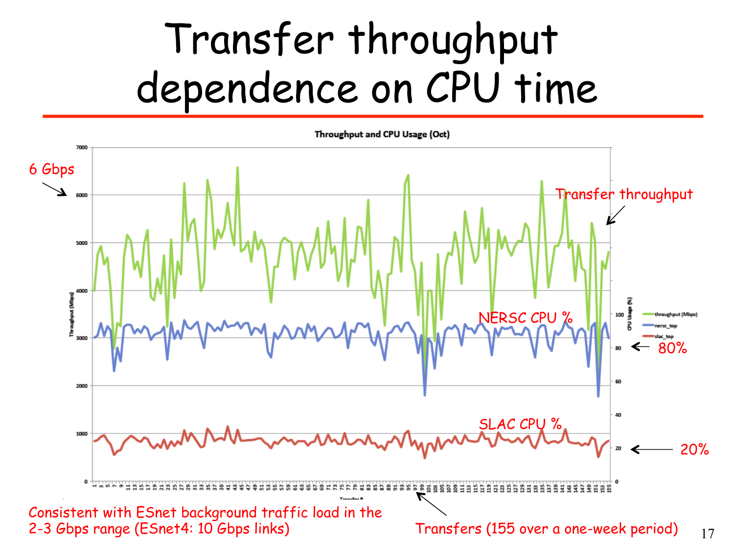# Transfer throughput dependence on CPU time

**Throughput and CPU Usage (Oct)**

6 Gbps

Transfer throughput

NERSC CPU %

80%

SLAC CPU %

20%

Consistent with ESnet background traffic load in the 2-3 Gbps range (ESnet4: 10 Gbps links)

Transfers (155 over a one-week period)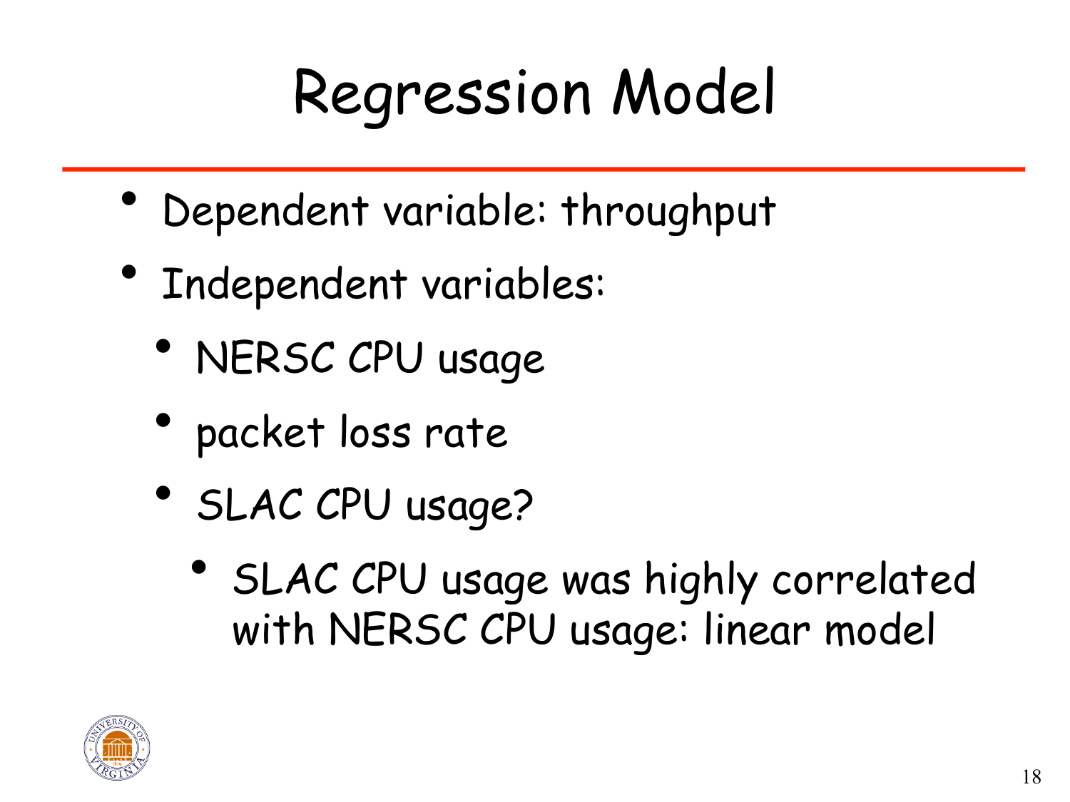# Regression Model

- Dependent variable: throughput
- Independent variables:
  - NERSC CPU usage
  - packet loss rate
  - SLAC CPU usage?
    - SLAC CPU usage was highly correlated with NERSC CPU usage: linear model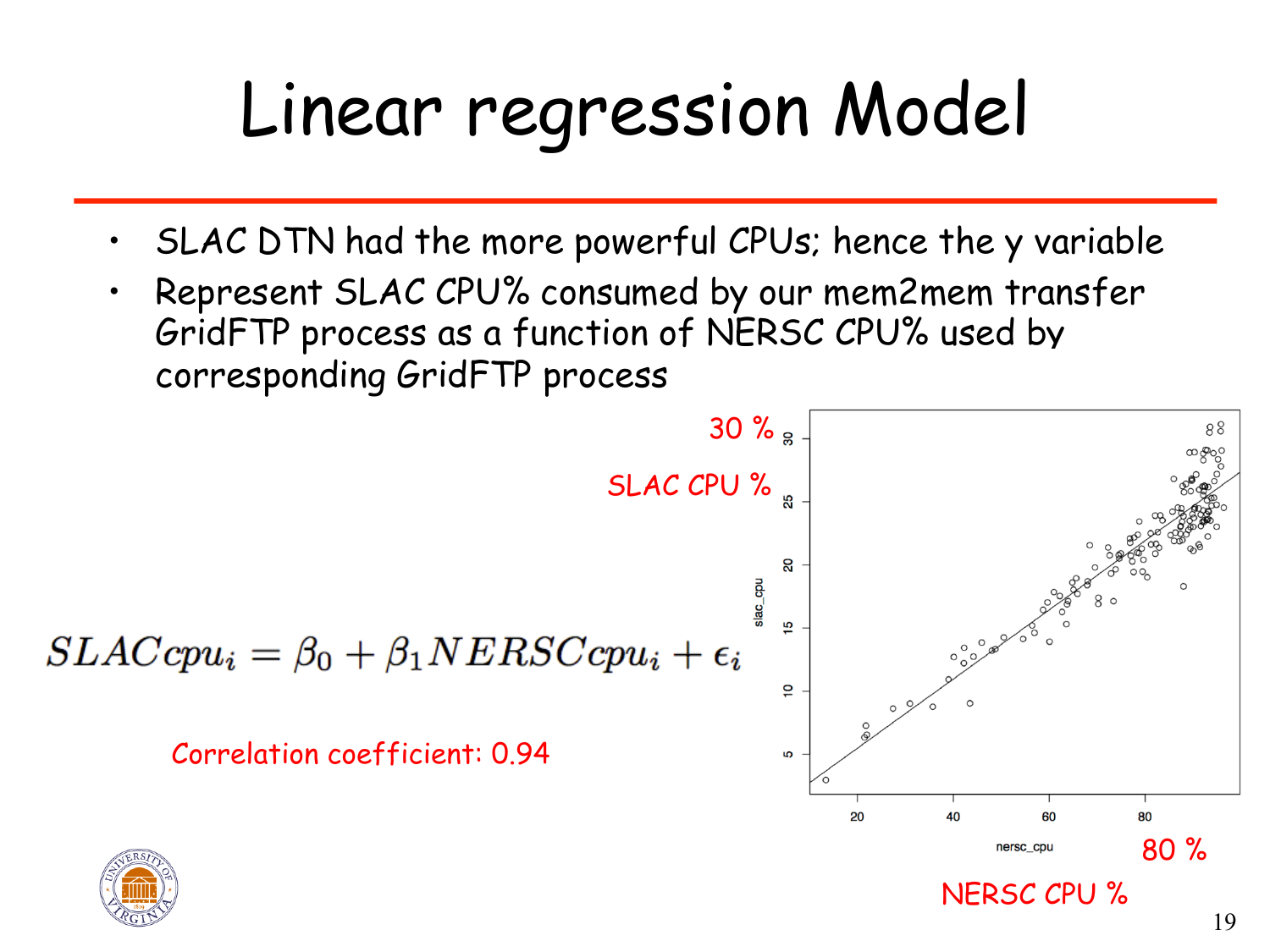# Linear regression Model

- SLAC DTN had the more powerful CPUs; hence the y variable
- Represent SLAC CPU% consumed by our mem2mem transfer GridFTP process as a function of NERSC CPU% used by corresponding GridFTP process

$$SLACcpu_i = \beta_0 + \beta_1 NERSCcpu_i + \epsilon_i$$

Correlation coefficient: 0.94

30 %

SLAC CPU %

80 %

NERSC CPU %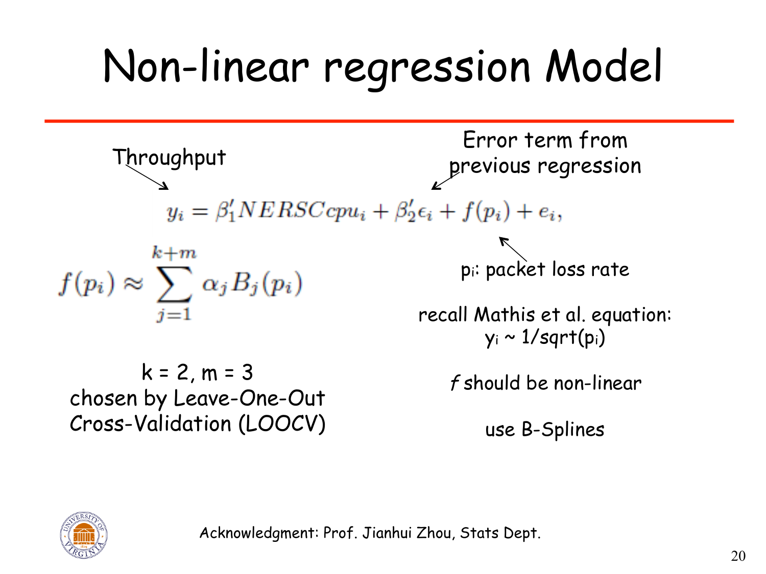# Non-linear regression Model

Throughput

Error term from previous regression

$$y_i = \beta_1' NERSCcpu_i + \beta_2' \epsilon_i + f(p_i) + e_i,$$

$$f(p_i) \approx \sum_{j=1}^{k+m} \alpha_j B_j(p_i)$$

$p_i$: packet loss rate

recall Mathis et al. equation: $y_i \sim 1/\text{sqrt}(p_i)$

$k = 2$, $m = 3$ chosen by Leave-One-Out Cross-Validation (LOOCV)

*f* should be non-linear

use B-Splines

Acknowledgment: Prof. Jianhui Zhou, Stats Dept.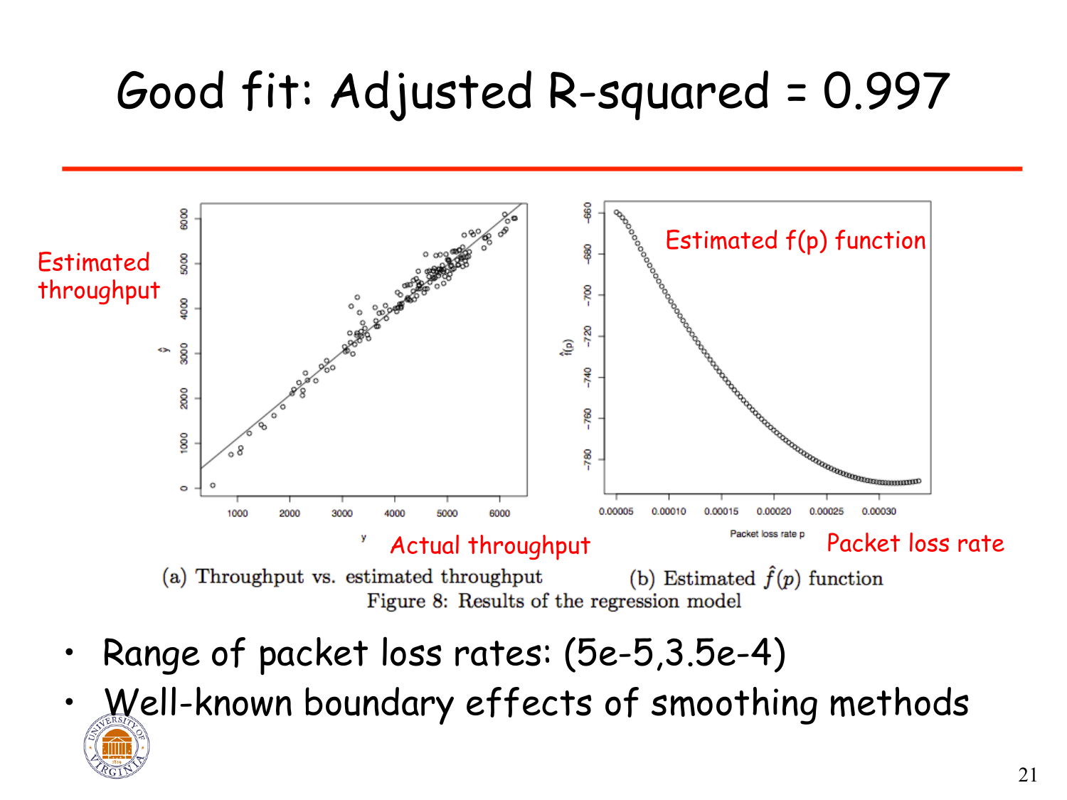# Good fit: Adjusted R-squared = 0.997

Estimated throughput

Actual throughput

Estimated f(p) function

Packet loss rate

(a) Throughput vs. estimated throughput (b) Estimated $\hat{f}(p)$ function

Figure 8: Results of the regression model

- Range of packet loss rates: (5e-5,3.5e-4)
- Well-known boundary effects of smoothing methods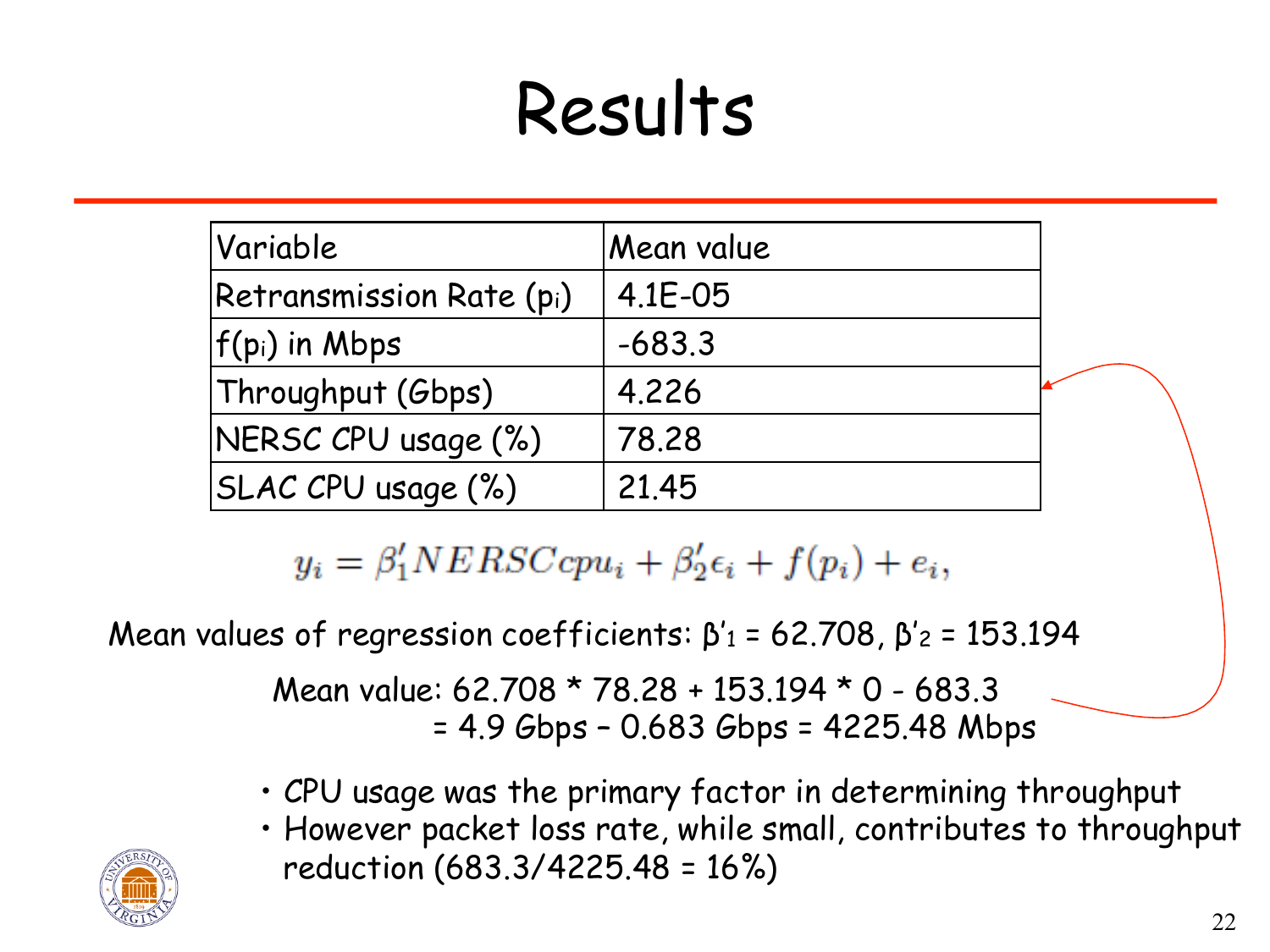# Results

| Variable | Mean value |
|---|---|
| Retransmission Rate ($p_i$) | 4.1E-05 |
| $f(p_i)$ in Mbps | -683.3 |
| Throughput (Gbps) | 4.226 |
| NERSC CPU usage (%) | 78.28 |
| SLAC CPU usage (%) | 21.45 |

$$y_i = \beta_1' NERSCcpu_i + \beta_2' \epsilon_i + f(p_i) + e_i,$$

Mean values of regression coefficients: $\beta'_1 = 62.708$, $\beta'_2 = 153.194$

Mean value: 62.708 * 78.28 + 153.194 * 0 - 683.3
= 4.9 Gbps – 0.683 Gbps = 4225.48 Mbps

- CPU usage was the primary factor in determining throughput
- However packet loss rate, while small, contributes to throughput reduction (683.3/4225.48 = 16%)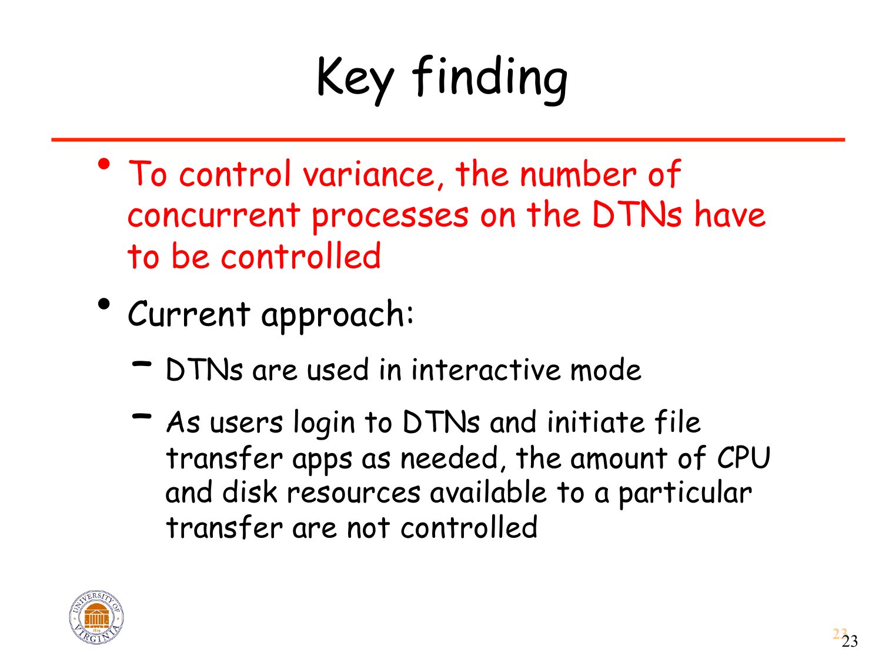# Key finding

- To control variance, the number of concurrent processes on the DTNs have to be controlled
- Current approach:
  - DTNs are used in interactive mode
  - As users login to DTNs and initiate file transfer apps as needed, the amount of CPU and disk resources available to a particular transfer are not controlled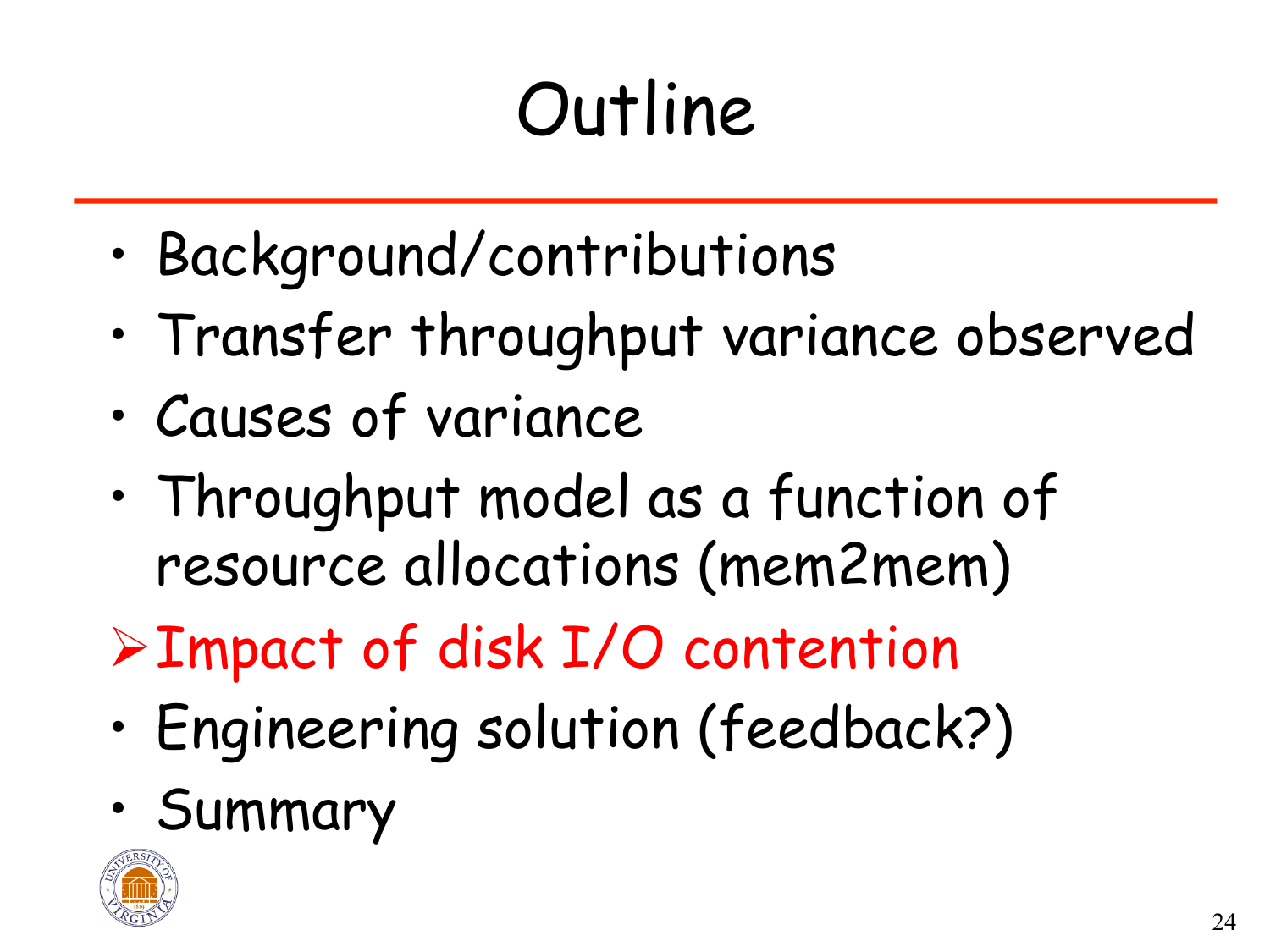# Outline

- Background/contributions
- Transfer throughput variance observed
- Causes of variance
- Throughput model as a function of resource allocations (mem2mem)
- Impact of disk I/O contention
- Engineering solution (feedback?)
- Summary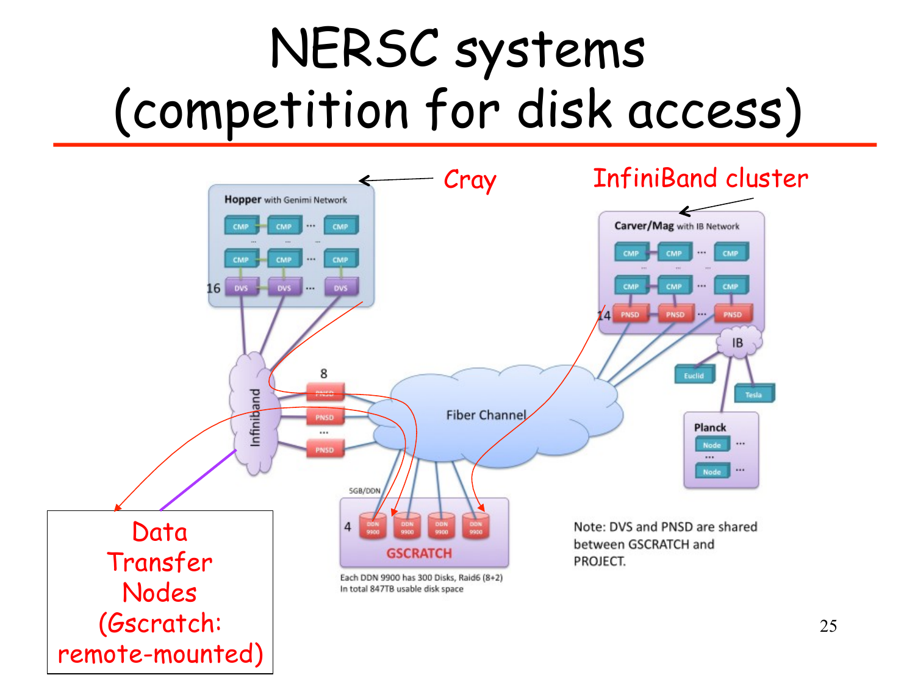# NERSC systems (competition for disk access)

Cray

InfiniBand cluster

Hopper with Genimi Network

CMP CMP ... CMP

CMP CMP ... CMP

16 DVS DVS ... DVS

Carver/Mag with IB Network

CMP CMP ... CMP

CMP CMP ... CMP

14 PNSD PNSD ... PNSD

IB

Euclid

Tesla

Planck

Node ...

Node ...

Infiniband

8

PNSD

PNSD

...

PNSD

Fiber Channel

5GB/DDN

4 DDN 9900 DDN 9900 DDN 9900 DDN 9900

GSCRATCH

Each DDN 9900 has 300 Disks, Raid6 (8+2)
In total 847TB usable disk space

Note: DVS and PNSD are shared between GSCRATCH and PROJECT.

Data Transfer Nodes (Gscratch: remote-mounted)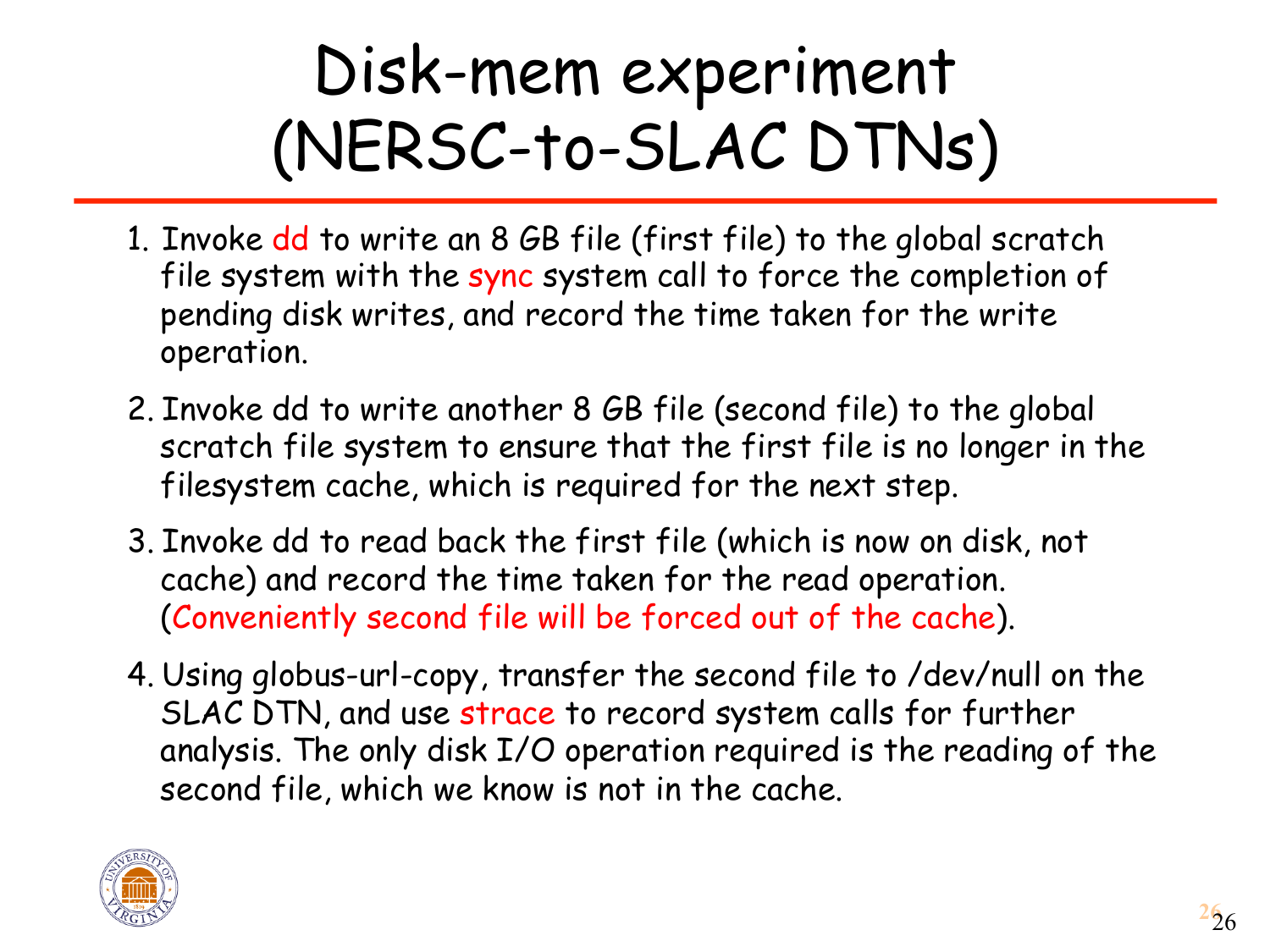# Disk-mem experiment (NERSC-to-SLAC DTNs)

1. Invoke dd to write an 8 GB file (first file) to the global scratch file system with the sync system call to force the completion of pending disk writes, and record the time taken for the write operation.
2. Invoke dd to write another 8 GB file (second file) to the global scratch file system to ensure that the first file is no longer in the filesystem cache, which is required for the next step.
3. Invoke dd to read back the first file (which is now on disk, not cache) and record the time taken for the read operation. (Conveniently second file will be forced out of the cache).
4. Using globus-url-copy, transfer the second file to /dev/null on the SLAC DTN, and use strace to record system calls for further analysis. The only disk I/O operation required is the reading of the second file, which we know is not in the cache.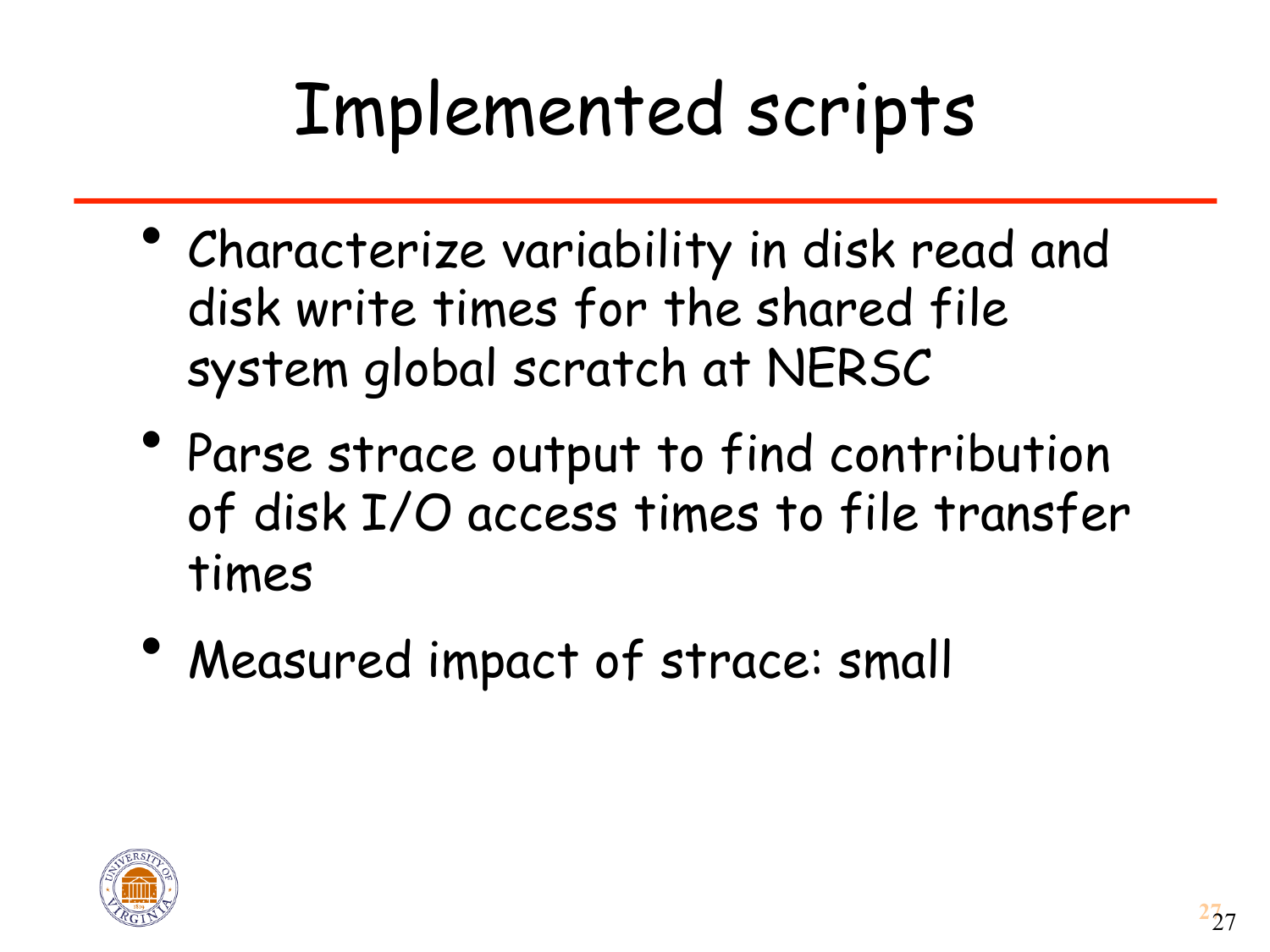# Implemented scripts

- Characterize variability in disk read and disk write times for the shared file system global scratch at NERSC
- Parse strace output to find contribution of disk I/O access times to file transfer times
- Measured impact of strace: small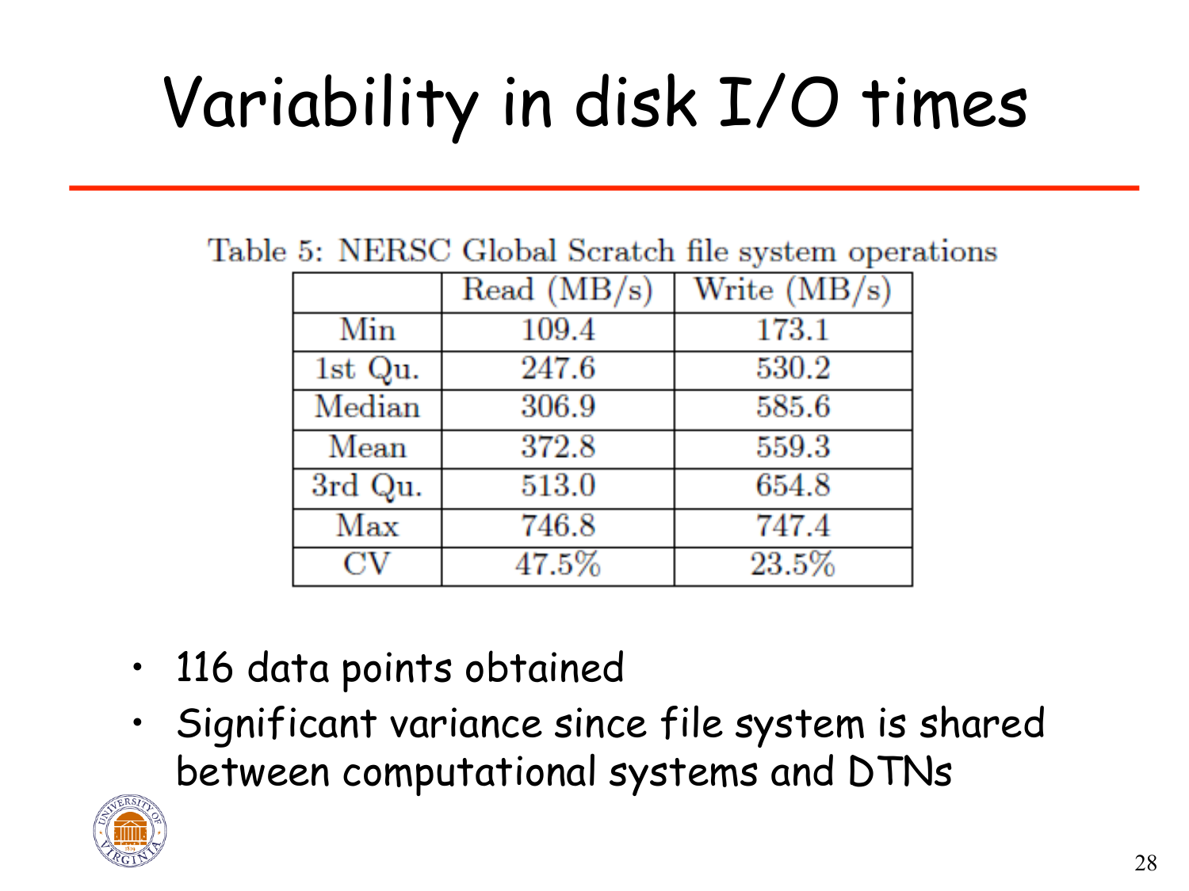# Variability in disk I/O times

Table 5: NERSC Global Scratch file system operations

| | Read (MB/s) | Write (MB/s) |
|---|---|---|
| Min | 109.4 | 173.1 |
| 1st Qu. | 247.6 | 530.2 |
| Median | 306.9 | 585.6 |
| Mean | 372.8 | 559.3 |
| 3rd Qu. | 513.0 | 654.8 |
| Max | 746.8 | 747.4 |
| CV | 47.5% | 23.5% |

- 116 data points obtained
- Significant variance since file system is shared between computational systems and DTNs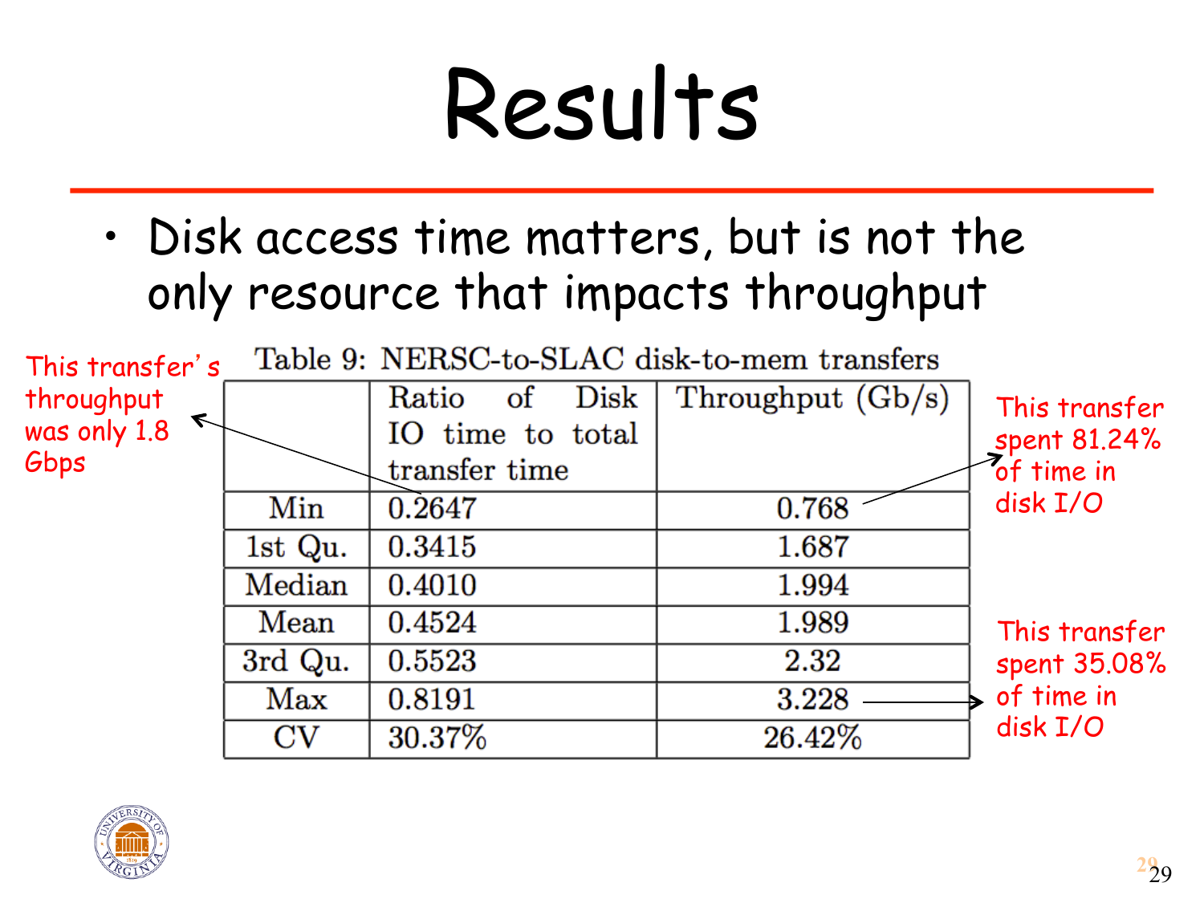# Results

- Disk access time matters, but is not the only resource that impacts throughput

Table 9: NERSC-to-SLAC disk-to-mem transfers

| | Ratio of Disk IO time to total transfer time | Throughput (Gb/s) |
|---|---|---|
| Min | 0.2647 | 0.768 |
| 1st Qu. | 0.3415 | 1.687 |
| Median | 0.4010 | 1.994 |
| Mean | 0.4524 | 1.989 |
| 3rd Qu. | 0.5523 | 2.32 |
| Max | 0.8191 | 3.228 |
| CV | 30.37% | 26.42% |

This transfer's throughput was only 1.8 Gbps

This transfer spent 81.24% of time in disk I/O

This transfer spent 35.08% of time in disk I/O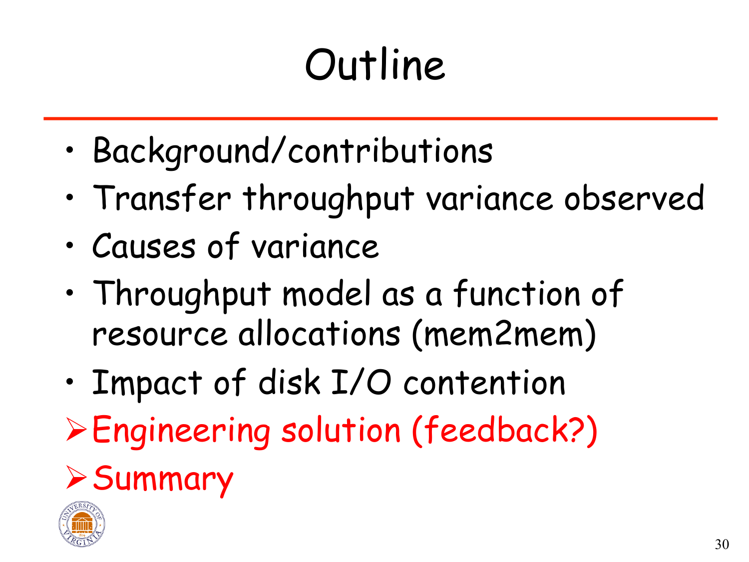# Outline

- Background/contributions
- Transfer throughput variance observed
- Causes of variance
- Throughput model as a function of resource allocations (mem2mem)
- Impact of disk I/O contention
- ➢ Engineering solution (feedback?)
- ➢ Summary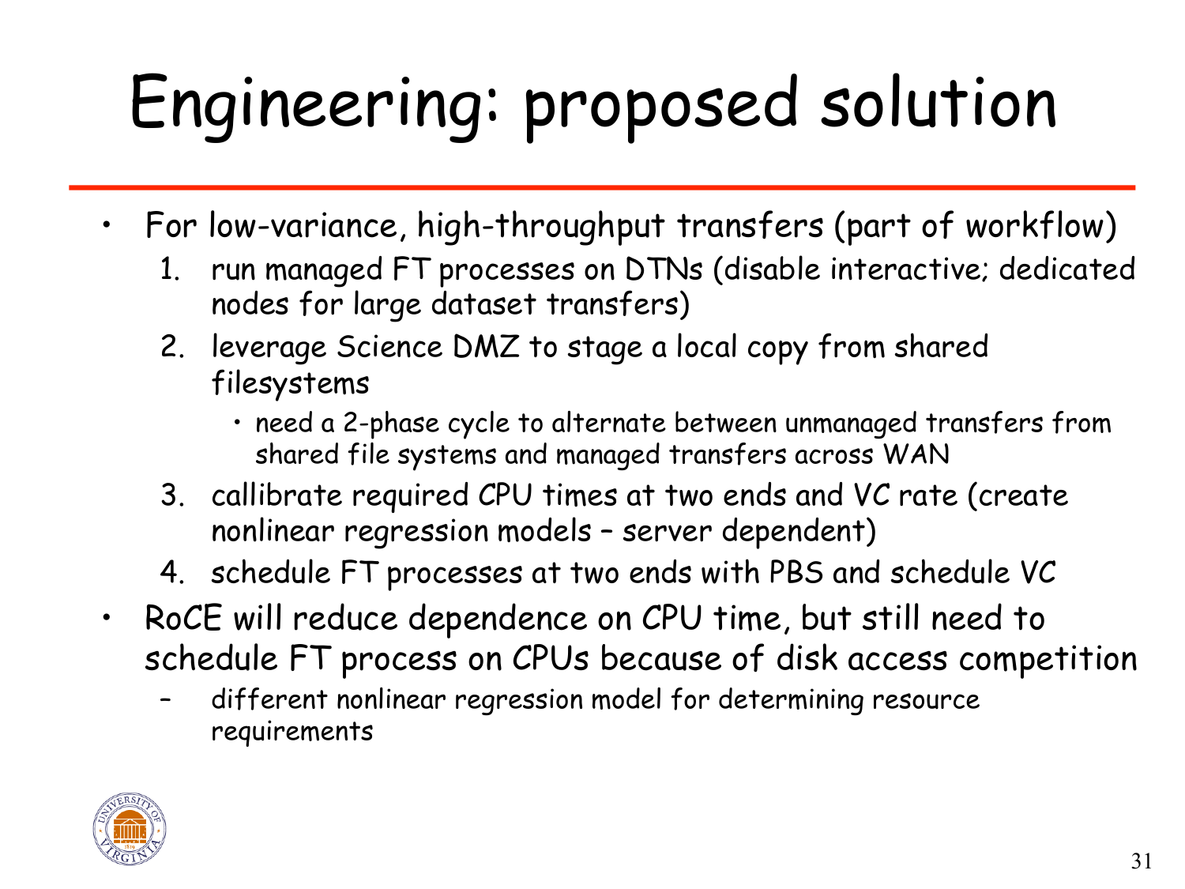# Engineering: proposed solution

- For low-variance, high-throughput transfers (part of workflow)
  1. run managed FT processes on DTNs (disable interactive; dedicated nodes for large dataset transfers)
  2. leverage Science DMZ to stage a local copy from shared filesystems
     - need a 2-phase cycle to alternate between unmanaged transfers from shared file systems and managed transfers across WAN
  3. callibrate required CPU times at two ends and VC rate (create nonlinear regression models – server dependent)
  4. schedule FT processes at two ends with PBS and schedule VC
- RoCE will reduce dependence on CPU time, but still need to schedule FT process on CPUs because of disk access competition
  - different nonlinear regression model for determining resource requirements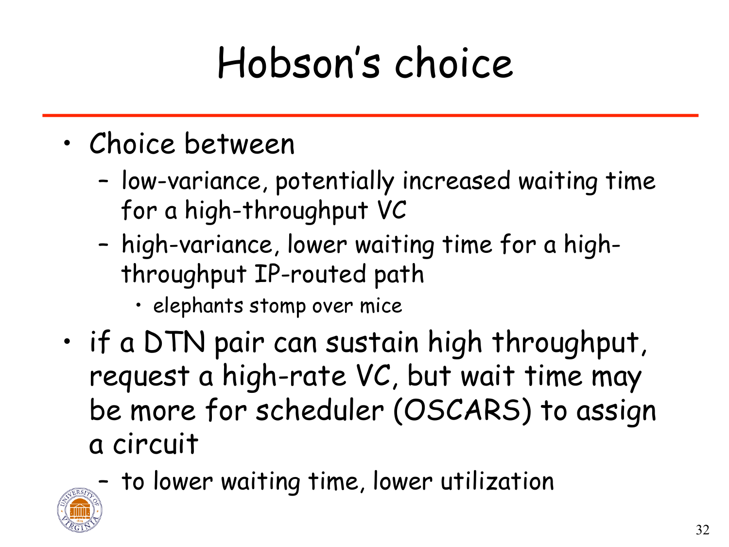# Hobson's choice

- Choice between
  - low-variance, potentially increased waiting time for a high-throughput VC
  - high-variance, lower waiting time for a high-throughput IP-routed path
    - elephants stomp over mice
- if a DTN pair can sustain high throughput, request a high-rate VC, but wait time may be more for scheduler (OSCARS) to assign a circuit
  - to lower waiting time, lower utilization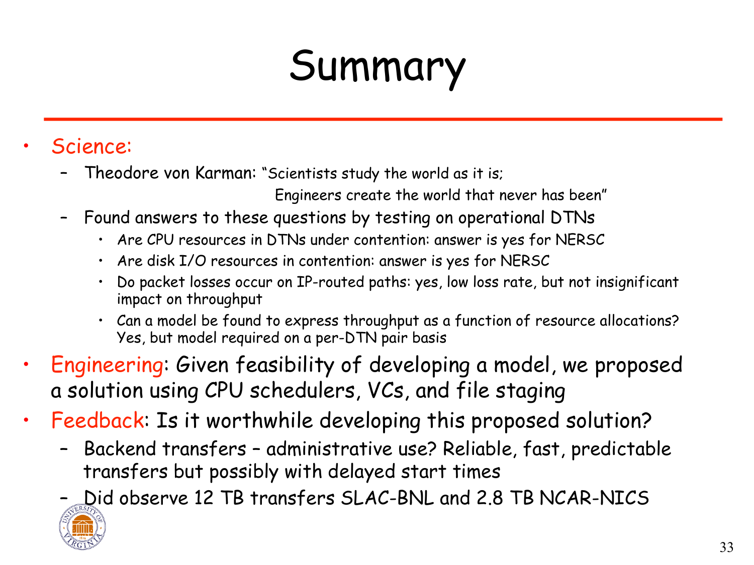# Summary

- Science:
  - Theodore von Karman: "Scientists study the world as it is; Engineers create the world that never has been"
  - Found answers to these questions by testing on operational DTNs
    - Are CPU resources in DTNs under contention: answer is yes for NERSC
    - Are disk I/O resources in contention: answer is yes for NERSC
    - Do packet losses occur on IP-routed paths: yes, low loss rate, but not insignificant impact on throughput
    - Can a model be found to express throughput as a function of resource allocations? Yes, but model required on a per-DTN pair basis
- Engineering: Given feasibility of developing a model, we proposed a solution using CPU schedulers, VCs, and file staging
- Feedback: Is it worthwhile developing this proposed solution?
  - Backend transfers – administrative use? Reliable, fast, predictable transfers but possibly with delayed start times
  - Did observe 12 TB transfers SLAC-BNL and 2.8 TB NCAR-NICS